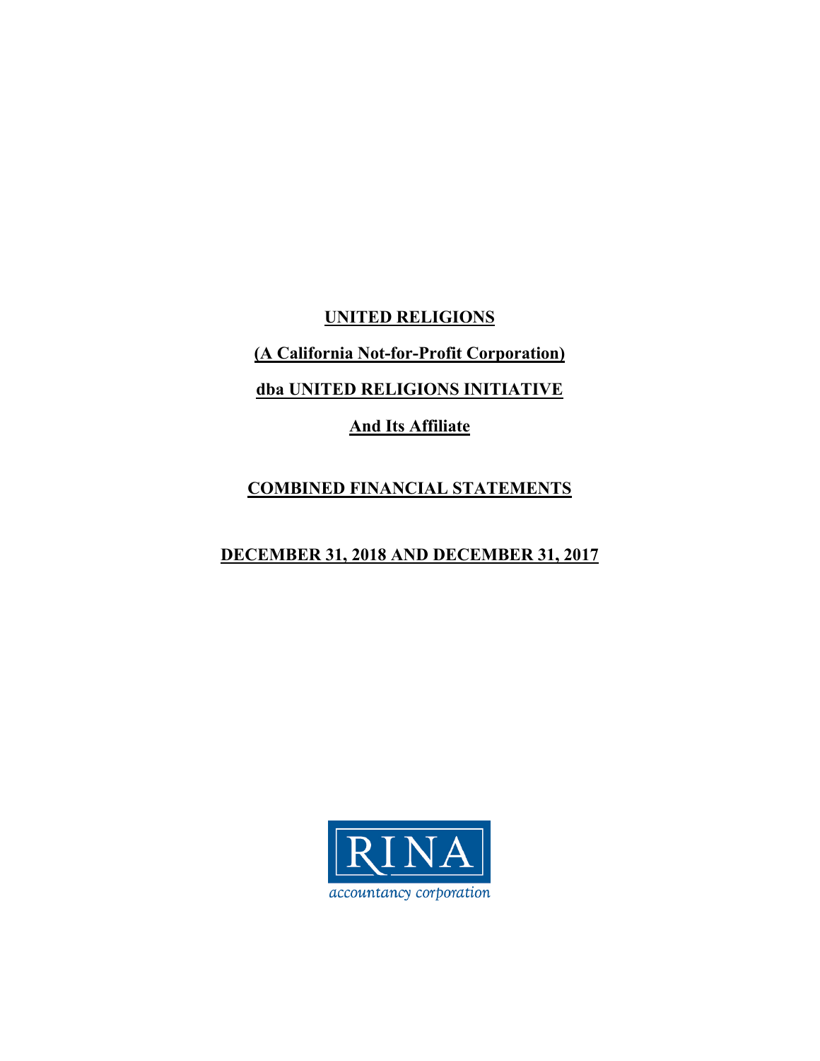# UNITED RELIGIONS

**(A California Not-for-Profit Corporation)**

**dba UNITED RELIGIONS INITIATIVE**

**And Its Affiliate**

## COMBINED FINANCIAL STATEMENTS

**DECEMBER 31, 2018 AND DECEMBER 31, 2017**

RINA

accountancy corporation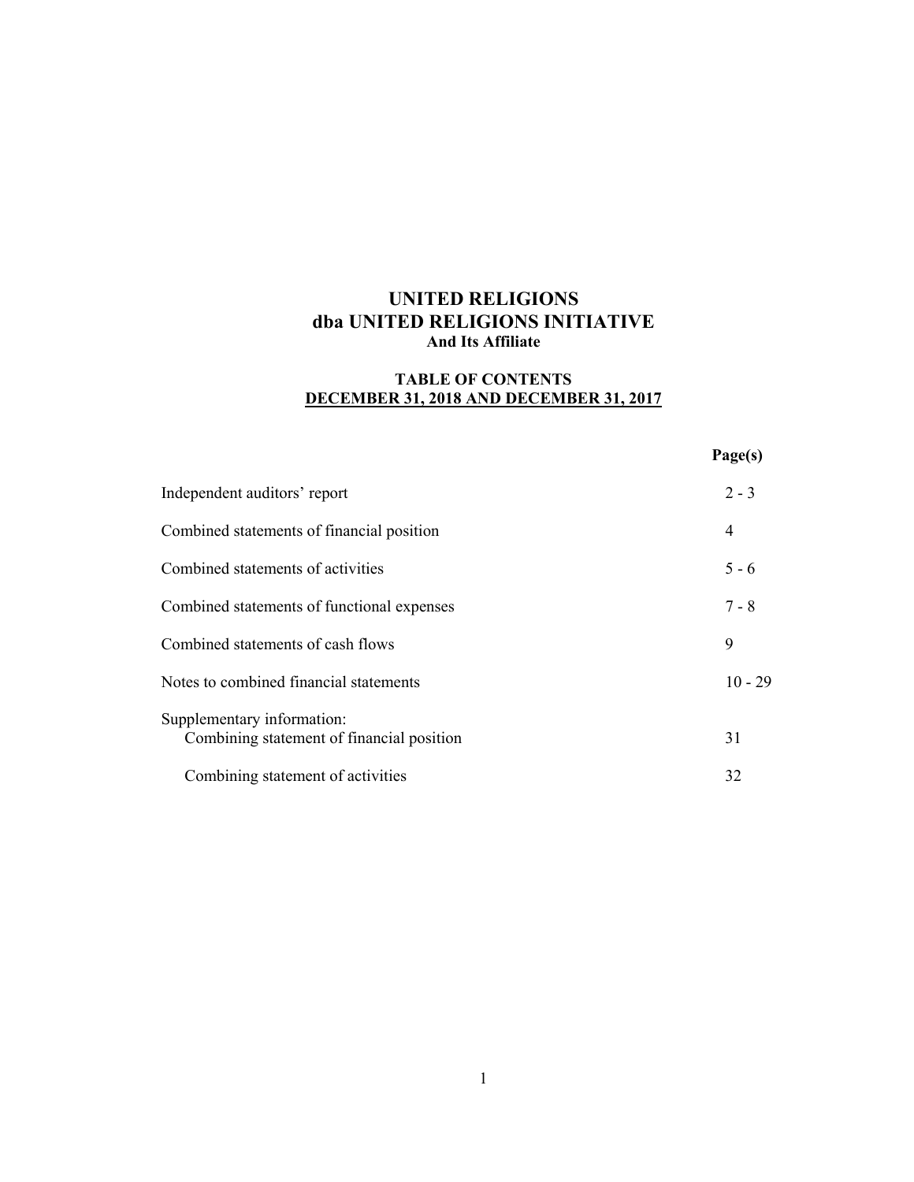# UNITED RELIGIONS
# dba UNITED RELIGIONS INITIATIVE
### And Its Affiliate

### TABLE OF CONTENTS
### DECEMBER 31, 2018 AND DECEMBER 31, 2017

| | Page(s) |
|---|---|
| Independent auditors' report | 2 - 3 |
| Combined statements of financial position | 4 |
| Combined statements of activities | 5 - 6 |
| Combined statements of functional expenses | 7 - 8 |
| Combined statements of cash flows | 9 |
| Notes to combined financial statements | 10 - 29 |
| Supplementary information: | |
| Combining statement of financial position | 31 |
| Combining statement of activities | 32 |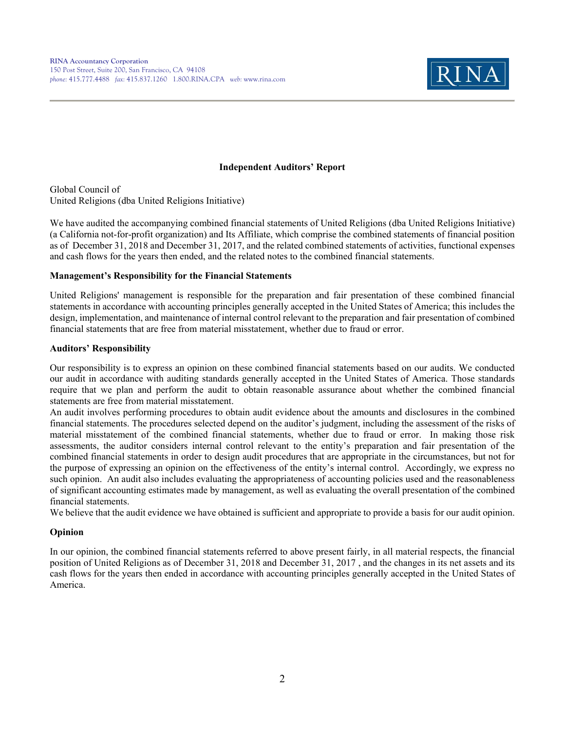RINA Accountancy Corporation
150 Post Street, Suite 200, San Francisco, CA 94108
*phone:* 415.777.4488 *fax:* 415.837.1260 1.800.RINA.CPA *web:* www.rina.com

RINA

## Independent Auditors' Report

Global Council of
United Religions (dba United Religions Initiative)

We have audited the accompanying combined financial statements of United Religions (dba United Religions Initiative) (a California not-for-profit organization) and Its Affiliate, which comprise the combined statements of financial position as of December 31, 2018 and December 31, 2017, and the related combined statements of activities, functional expenses and cash flows for the years then ended, and the related notes to the combined financial statements.

### Management's Responsibility for the Financial Statements

United Religions' management is responsible for the preparation and fair presentation of these combined financial statements in accordance with accounting principles generally accepted in the United States of America; this includes the design, implementation, and maintenance of internal control relevant to the preparation and fair presentation of combined financial statements that are free from material misstatement, whether due to fraud or error.

### Auditors' Responsibility

Our responsibility is to express an opinion on these combined financial statements based on our audits. We conducted our audit in accordance with auditing standards generally accepted in the United States of America. Those standards require that we plan and perform the audit to obtain reasonable assurance about whether the combined financial statements are free from material misstatement.

An audit involves performing procedures to obtain audit evidence about the amounts and disclosures in the combined financial statements. The procedures selected depend on the auditor's judgment, including the assessment of the risks of material misstatement of the combined financial statements, whether due to fraud or error. In making those risk assessments, the auditor considers internal control relevant to the entity's preparation and fair presentation of the combined financial statements in order to design audit procedures that are appropriate in the circumstances, but not for the purpose of expressing an opinion on the effectiveness of the entity's internal control. Accordingly, we express no such opinion. An audit also includes evaluating the appropriateness of accounting policies used and the reasonableness of significant accounting estimates made by management, as well as evaluating the overall presentation of the combined financial statements.

We believe that the audit evidence we have obtained is sufficient and appropriate to provide a basis for our audit opinion.

### Opinion

In our opinion, the combined financial statements referred to above present fairly, in all material respects, the financial position of United Religions as of December 31, 2018 and December 31, 2017 , and the changes in its net assets and its cash flows for the years then ended in accordance with accounting principles generally accepted in the United States of America.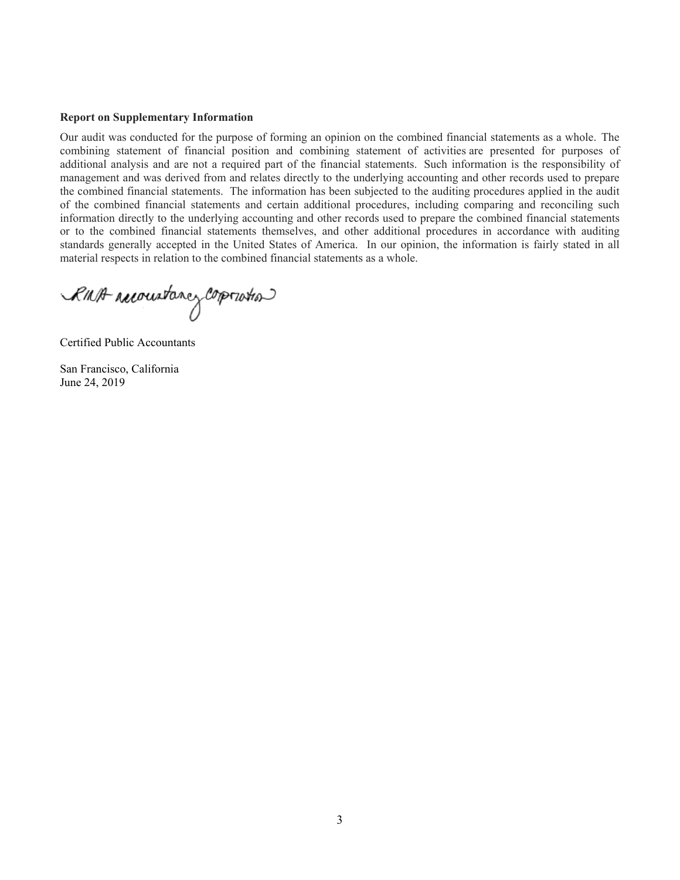**Report on Supplementary Information**

Our audit was conducted for the purpose of forming an opinion on the combined financial statements as a whole. The combining statement of financial position and combining statement of activities are presented for purposes of additional analysis and are not a required part of the financial statements. Such information is the responsibility of management and was derived from and relates directly to the underlying accounting and other records used to prepare the combined financial statements. The information has been subjected to the auditing procedures applied in the audit of the combined financial statements and certain additional procedures, including comparing and reconciling such information directly to the underlying accounting and other records used to prepare the combined financial statements or to the combined financial statements themselves, and other additional procedures in accordance with auditing standards generally accepted in the United States of America. In our opinion, the information is fairly stated in all material respects in relation to the combined financial statements as a whole.

RINA Accountancy Corporation

Certified Public Accountants

San Francisco, California
June 24, 2019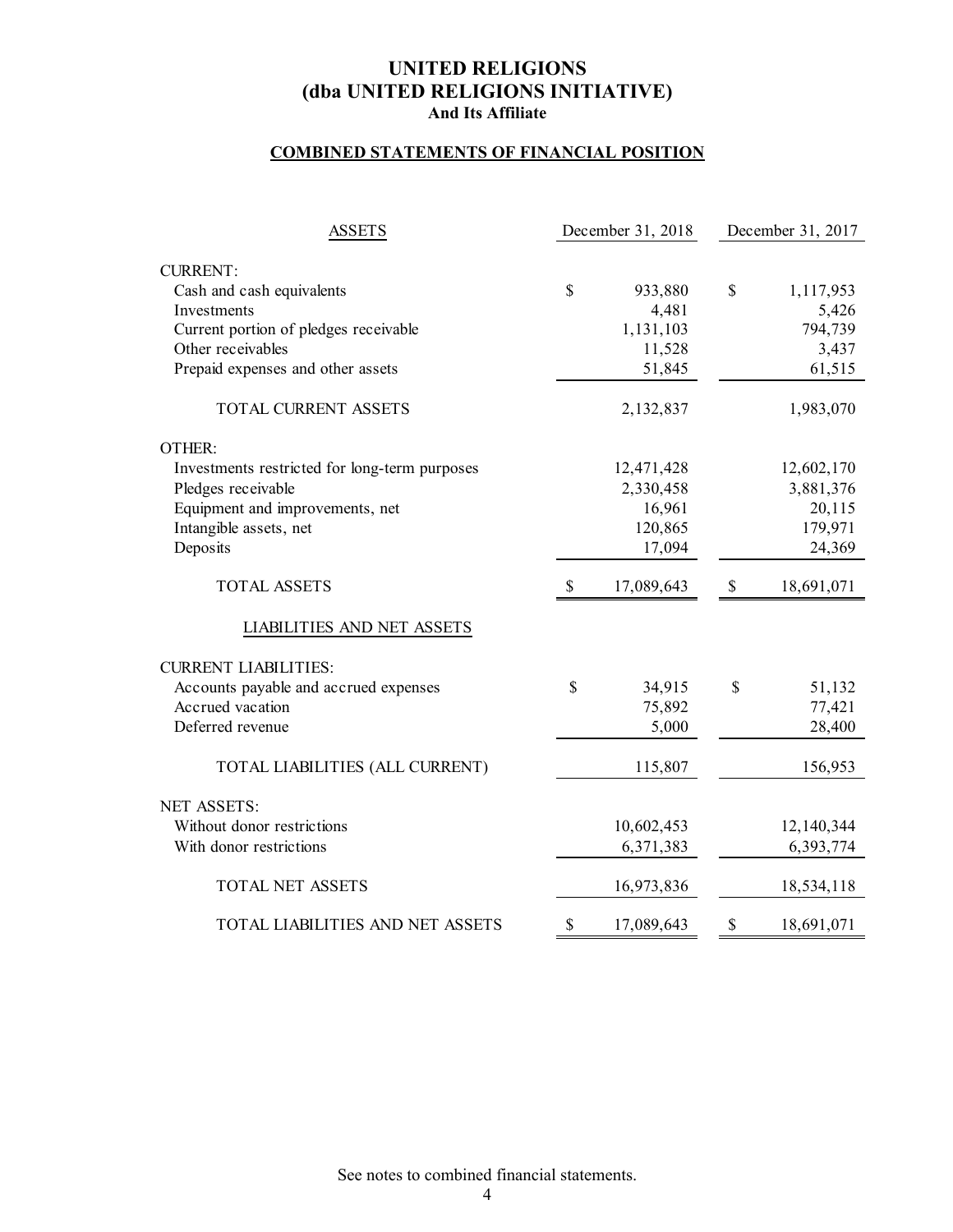# UNITED RELIGIONS
# (dba UNITED RELIGIONS INITIATIVE)
### And Its Affiliate

## COMBINED STATEMENTS OF FINANCIAL POSITION

| ASSETS | December 31, 2018 | December 31, 2017 |
|---|---|---|
| CURRENT: | | |
| Cash and cash equivalents | $ 933,880 | $ 1,117,953 |
| Investments | 4,481 | 5,426 |
| Current portion of pledges receivable | 1,131,103 | 794,739 |
| Other receivables | 11,528 | 3,437 |
| Prepaid expenses and other assets | 51,845 | 61,515 |
| TOTAL CURRENT ASSETS | 2,132,837 | 1,983,070 |
| OTHER: | | |
| Investments restricted for long-term purposes | 12,471,428 | 12,602,170 |
| Pledges receivable | 2,330,458 | 3,881,376 |
| Equipment and improvements, net | 16,961 | 20,115 |
| Intangible assets, net | 120,865 | 179,971 |
| Deposits | 17,094 | 24,369 |
| TOTAL ASSETS | $ 17,089,643 | $ 18,691,071 |
| LIABILITIES AND NET ASSETS | | |
| CURRENT LIABILITIES: | | |
| Accounts payable and accrued expenses | $ 34,915 | $ 51,132 |
| Accrued vacation | 75,892 | 77,421 |
| Deferred revenue | 5,000 | 28,400 |
| TOTAL LIABILITIES (ALL CURRENT) | 115,807 | 156,953 |
| NET ASSETS: | | |
| Without donor restrictions | 10,602,453 | 12,140,344 |
| With donor restrictions | 6,371,383 | 6,393,774 |
| TOTAL NET ASSETS | 16,973,836 | 18,534,118 |
| TOTAL LIABILITIES AND NET ASSETS | $ 17,089,643 | $ 18,691,071 |

See notes to combined financial statements.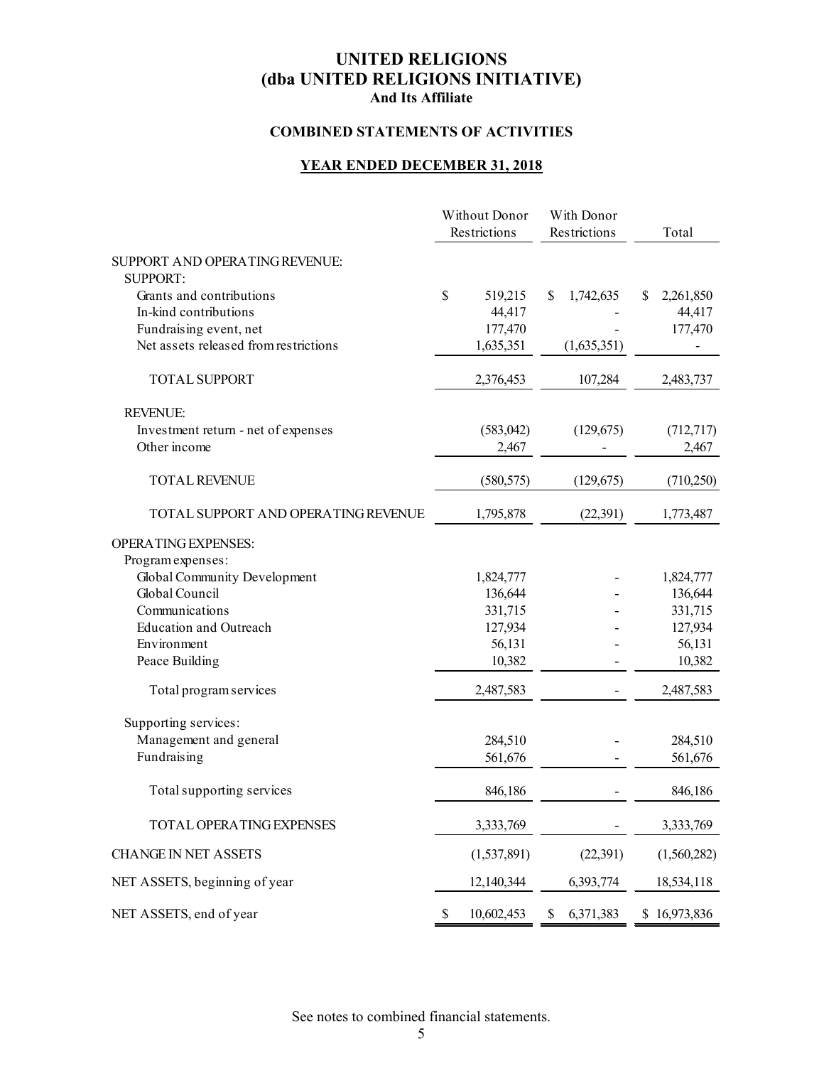# UNITED RELIGIONS
# (dba UNITED RELIGIONS INITIATIVE)
### And Its Affiliate

## COMBINED STATEMENTS OF ACTIVITIES

## YEAR ENDED DECEMBER 31, 2018

| | Without Donor Restrictions | With Donor Restrictions | Total |
|---|---|---|---|
| SUPPORT AND OPERATING REVENUE: | | | |
| SUPPORT: | | | |
| Grants and contributions | $ 519,215 | $ 1,742,635 | $ 2,261,850 |
| In-kind contributions | 44,417 | - | 44,417 |
| Fundraising event, net | 177,470 | - | 177,470 |
| Net assets released from restrictions | 1,635,351 | (1,635,351) | - |
| TOTAL SUPPORT | 2,376,453 | 107,284 | 2,483,737 |
| REVENUE: | | | |
| Investment return - net of expenses | (583,042) | (129,675) | (712,717) |
| Other income | 2,467 | - | 2,467 |
| TOTAL REVENUE | (580,575) | (129,675) | (710,250) |
| TOTAL SUPPORT AND OPERATING REVENUE | 1,795,878 | (22,391) | 1,773,487 |
| OPERATING EXPENSES: | | | |
| Program expenses: | | | |
| Global Community Development | 1,824,777 | - | 1,824,777 |
| Global Council | 136,644 | - | 136,644 |
| Communications | 331,715 | - | 331,715 |
| Education and Outreach | 127,934 | - | 127,934 |
| Environment | 56,131 | - | 56,131 |
| Peace Building | 10,382 | - | 10,382 |
| Total program services | 2,487,583 | - | 2,487,583 |
| Supporting services: | | | |
| Management and general | 284,510 | - | 284,510 |
| Fundraising | 561,676 | - | 561,676 |
| Total supporting services | 846,186 | - | 846,186 |
| TOTAL OPERATING EXPENSES | 3,333,769 | - | 3,333,769 |
| CHANGE IN NET ASSETS | (1,537,891) | (22,391) | (1,560,282) |
| NET ASSETS, beginning of year | 12,140,344 | 6,393,774 | 18,534,118 |
| NET ASSETS, end of year | $ 10,602,453 | $ 6,371,383 | $ 16,973,836 |

See notes to combined financial statements.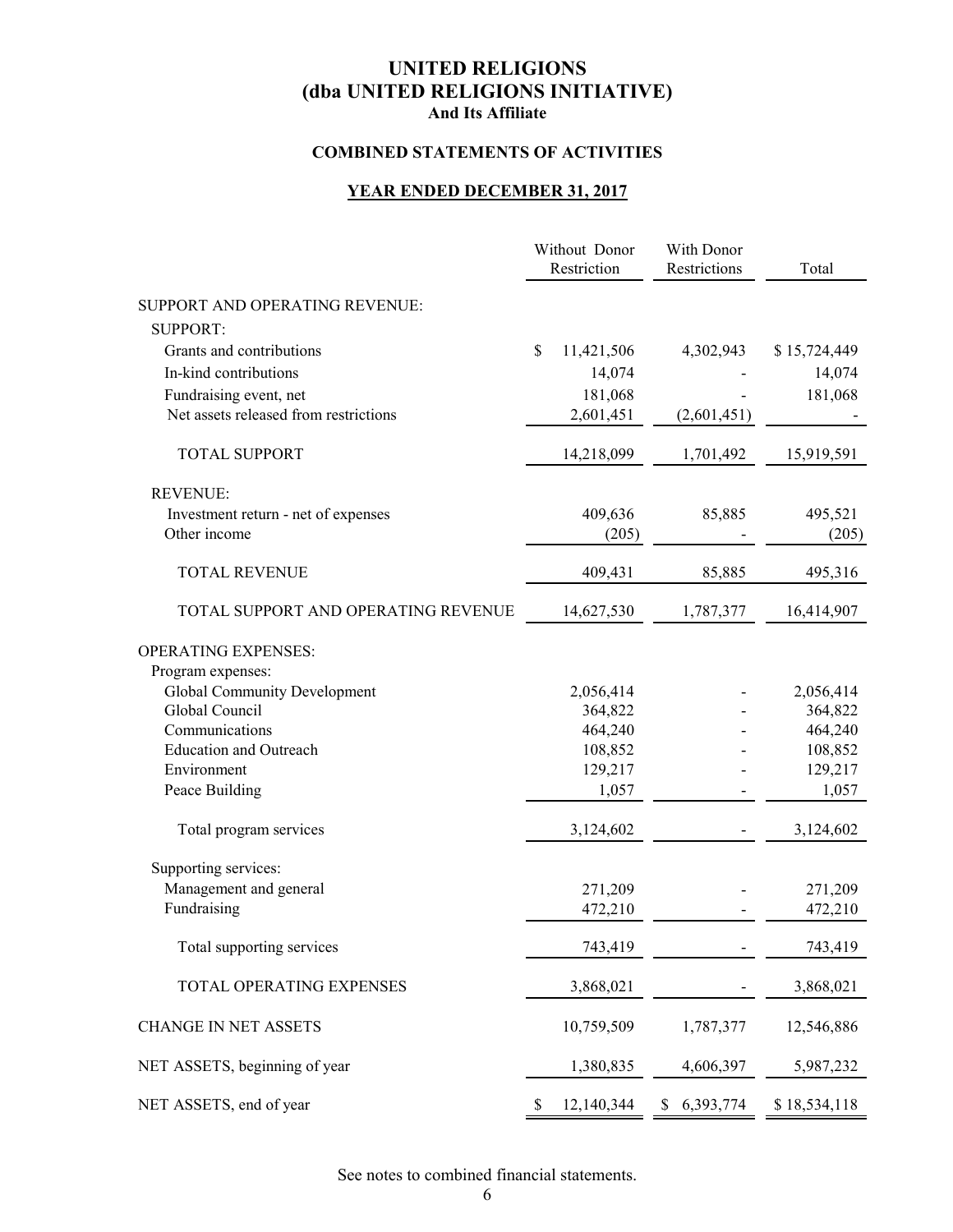# UNITED RELIGIONS
# (dba UNITED RELIGIONS INITIATIVE)
### And Its Affiliate

### COMBINED STATEMENTS OF ACTIVITIES

### YEAR ENDED DECEMBER 31, 2017

| | Without Donor Restriction | With Donor Restrictions | Total |
|---|---|---|---|
| SUPPORT AND OPERATING REVENUE: | | | |
| SUPPORT: | | | |
| Grants and contributions | $ 11,421,506 | 4,302,943 | $ 15,724,449 |
| In-kind contributions | 14,074 | - | 14,074 |
| Fundraising event, net | 181,068 | - | 181,068 |
| Net assets released from restrictions | 2,601,451 | (2,601,451) | - |
| TOTAL SUPPORT | 14,218,099 | 1,701,492 | 15,919,591 |
| REVENUE: | | | |
| Investment return - net of expenses | 409,636 | 85,885 | 495,521 |
| Other income | (205) | - | (205) |
| TOTAL REVENUE | 409,431 | 85,885 | 495,316 |
| TOTAL SUPPORT AND OPERATING REVENUE | 14,627,530 | 1,787,377 | 16,414,907 |
| OPERATING EXPENSES: | | | |
| Program expenses: | | | |
| Global Community Development | 2,056,414 | - | 2,056,414 |
| Global Council | 364,822 | - | 364,822 |
| Communications | 464,240 | - | 464,240 |
| Education and Outreach | 108,852 | - | 108,852 |
| Environment | 129,217 | - | 129,217 |
| Peace Building | 1,057 | - | 1,057 |
| Total program services | 3,124,602 | - | 3,124,602 |
| Supporting services: | | | |
| Management and general | 271,209 | - | 271,209 |
| Fundraising | 472,210 | - | 472,210 |
| Total supporting services | 743,419 | - | 743,419 |
| TOTAL OPERATING EXPENSES | 3,868,021 | - | 3,868,021 |
| CHANGE IN NET ASSETS | 10,759,509 | 1,787,377 | 12,546,886 |
| NET ASSETS, beginning of year | 1,380,835 | 4,606,397 | 5,987,232 |
| NET ASSETS, end of year | $ 12,140,344 | $ 6,393,774 | $ 18,534,118 |

See notes to combined financial statements.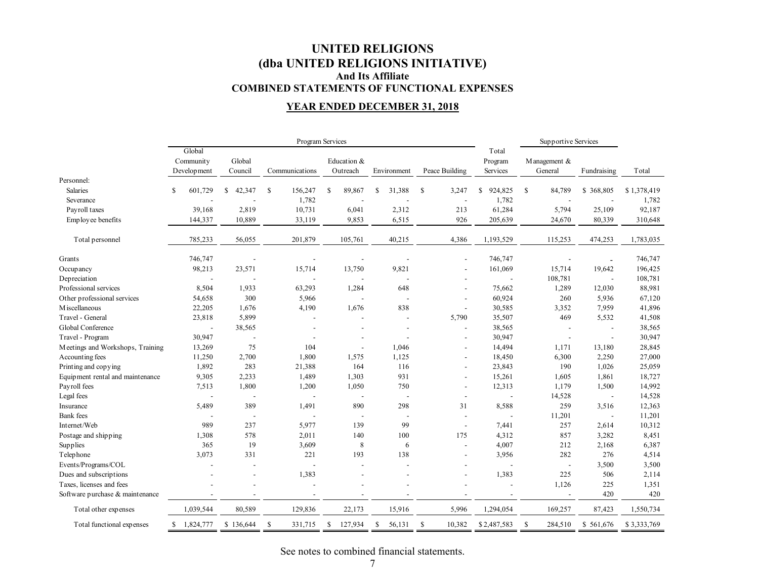# UNITED RELIGIONS
# (dba UNITED RELIGIONS INITIATIVE)
### And Its Affiliate
### COMBINED STATEMENTS OF FUNCTIONAL EXPENSES

**YEAR ENDED DECEMBER 31, 2018**

| | Program Services | | | | | | | Supportive Services | | |
|---|---|---|---|---|---|---|---|---|---|---|
| | Global Community Development | Global Council | Communications | Education & Outreach | Environment | Peace Building | Total Program Services | Management & General | Fundraising | Total |
| Personnel: | | | | | | | | | | |
| Salaries | $ 601,729 | $ 42,347 | $ 156,247 | $ 89,867 | $ 31,388 | $ 3,247 | $ 924,825 | $ 84,789 | $ 368,805 | $ 1,378,419 |
| Severance | - | - | 1,782 | - | - | - | 1,782 | - | - | 1,782 |
| Payroll taxes | 39,168 | 2,819 | 10,731 | 6,041 | 2,312 | 213 | 61,284 | 5,794 | 25,109 | 92,187 |
| Employee benefits | 144,337 | 10,889 | 33,119 | 9,853 | 6,515 | 926 | 205,639 | 24,670 | 80,339 | 310,648 |
| Total personnel | 785,233 | 56,055 | 201,879 | 105,761 | 40,215 | 4,386 | 1,193,529 | 115,253 | 474,253 | 1,783,035 |
| Grants | 746,747 | - | - | - | - | - | 746,747 | - | - | 746,747 |
| Occupancy | 98,213 | 23,571 | 15,714 | 13,750 | 9,821 | - | 161,069 | 15,714 | 19,642 | 196,425 |
| Depreciation | - | - | - | - | - | - | - | 108,781 | - | 108,781 |
| Professional services | 8,504 | 1,933 | 63,293 | 1,284 | 648 | - | 75,662 | 1,289 | 12,030 | 88,981 |
| Other professional services | 54,658 | 300 | 5,966 | - | - | - | 60,924 | 260 | 5,936 | 67,120 |
| Miscellaneous | 22,205 | 1,676 | 4,190 | 1,676 | 838 | - | 30,585 | 3,352 | 7,959 | 41,896 |
| Travel - General | 23,818 | 5,899 | - | - | - | 5,790 | 35,507 | 469 | 5,532 | 41,508 |
| Global Conference | - | 38,565 | - | - | - | - | 38,565 | - | - | 38,565 |
| Travel - Program | 30,947 | - | - | - | - | - | 30,947 | - | - | 30,947 |
| Meetings and Workshops, Training | 13,269 | 75 | 104 | - | 1,046 | - | 14,494 | 1,171 | 13,180 | 28,845 |
| Accounting fees | 11,250 | 2,700 | 1,800 | 1,575 | 1,125 | - | 18,450 | 6,300 | 2,250 | 27,000 |
| Printing and copying | 1,892 | 283 | 21,388 | 164 | 116 | - | 23,843 | 190 | 1,026 | 25,059 |
| Equipment rental and maintenance | 9,305 | 2,233 | 1,489 | 1,303 | 931 | - | 15,261 | 1,605 | 1,861 | 18,727 |
| Payroll fees | 7,513 | 1,800 | 1,200 | 1,050 | 750 | - | 12,313 | 1,179 | 1,500 | 14,992 |
| Legal fees | - | - | - | - | - | - | - | 14,528 | - | 14,528 |
| Insurance | 5,489 | 389 | 1,491 | 890 | 298 | 31 | 8,588 | 259 | 3,516 | 12,363 |
| Bank fees | - | - | - | - | - | - | - | 11,201 | - | 11,201 |
| Internet/Web | 989 | 237 | 5,977 | 139 | 99 | - | 7,441 | 257 | 2,614 | 10,312 |
| Postage and shipping | 1,308 | 578 | 2,011 | 140 | 100 | 175 | 4,312 | 857 | 3,282 | 8,451 |
| Supplies | 365 | 19 | 3,609 | 8 | 6 | - | 4,007 | 212 | 2,168 | 6,387 |
| Telephone | 3,073 | 331 | 221 | 193 | 138 | - | 3,956 | 282 | 276 | 4,514 |
| Events/Programs/COL | - | - | - | - | - | - | - | - | 3,500 | 3,500 |
| Dues and subscriptions | - | - | 1,383 | - | - | - | 1,383 | 225 | 506 | 2,114 |
| Taxes, licenses and fees | - | - | - | - | - | - | - | 1,126 | 225 | 1,351 |
| Software purchase & maintenance | - | - | - | - | - | - | - | - | 420 | 420 |
| Total other expenses | 1,039,544 | 80,589 | 129,836 | 22,173 | 15,916 | 5,996 | 1,294,054 | 169,257 | 87,423 | 1,550,734 |
| Total functional expenses | $ 1,824,777 | $ 136,644 | $ 331,715 | $ 127,934 | $ 56,131 | $ 10,382 | $ 2,487,583 | $ 284,510 | $ 561,676 | $ 3,333,769 |

See notes to combined financial statements.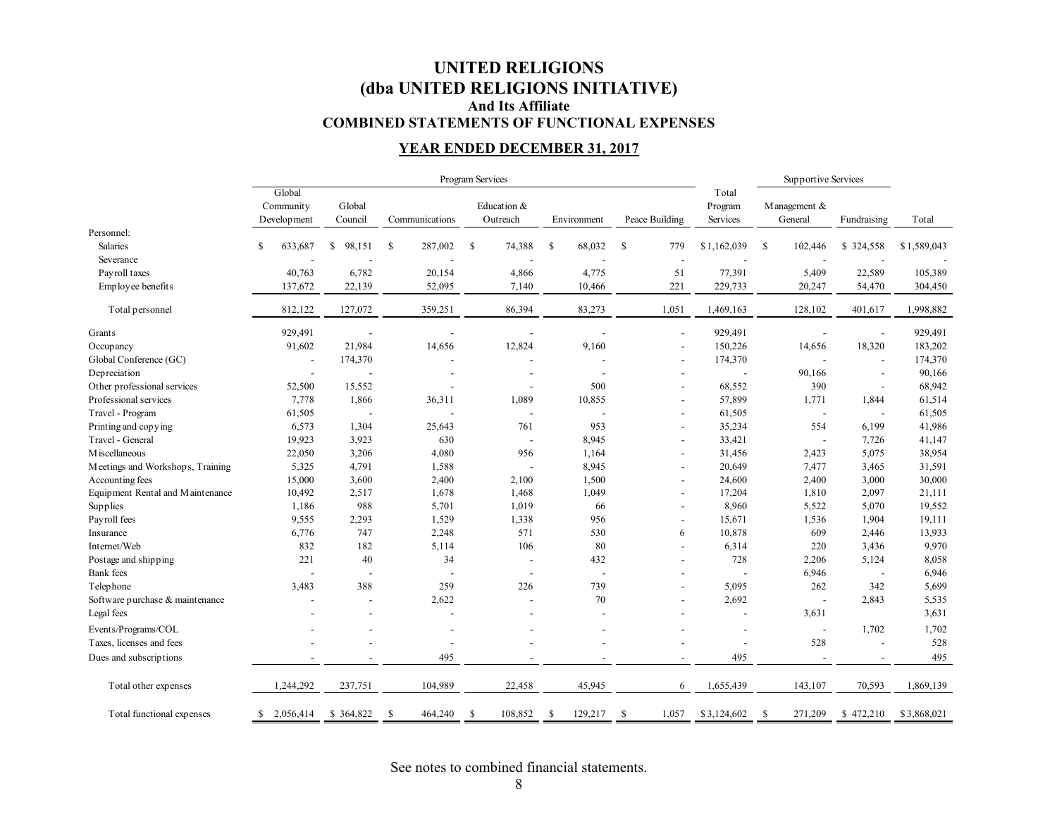# UNITED RELIGIONS
# (dba UNITED RELIGIONS INITIATIVE)
### And Its Affiliate
### COMBINED STATEMENTS OF FUNCTIONAL EXPENSES

**YEAR ENDED DECEMBER 31, 2017**

| | Program Services | | | | | | | Supportive Services | | |
|---|---|---|---|---|---|---|---|---|---|---|
| | Global Community Development | Global Council | Communications | Education & Outreach | Environment | Peace Building | Total Program Services | Management & General | Fundraising | Total |
| Personnel: | | | | | | | | | | |
| Salaries | $ 633,687 | $ 98,151 | $ 287,002 | $ 74,388 | $ 68,032 | $ 779 | $ 1,162,039 | $ 102,446 | $ 324,558 | $ 1,589,043 |
| Severance | - | - | - | - | - | - | - | - | - | - |
| Payroll taxes | 40,763 | 6,782 | 20,154 | 4,866 | 4,775 | 51 | 77,391 | 5,409 | 22,589 | 105,389 |
| Employee benefits | 137,672 | 22,139 | 52,095 | 7,140 | 10,466 | 221 | 229,733 | 20,247 | 54,470 | 304,450 |
| Total personnel | 812,122 | 127,072 | 359,251 | 86,394 | 83,273 | 1,051 | 1,469,163 | 128,102 | 401,617 | 1,998,882 |
| Grants | 929,491 | - | - | - | - | - | 929,491 | - | - | 929,491 |
| Occupancy | 91,602 | 21,984 | 14,656 | 12,824 | 9,160 | - | 150,226 | 14,656 | 18,320 | 183,202 |
| Global Conference (GC) | - | 174,370 | - | - | - | - | 174,370 | - | - | 174,370 |
| Depreciation | - | - | - | - | - | - | - | 90,166 | - | 90,166 |
| Other professional services | 52,500 | 15,552 | - | - | 500 | - | 68,552 | 390 | - | 68,942 |
| Professional services | 7,778 | 1,866 | 36,311 | 1,089 | 10,855 | - | 57,899 | 1,771 | 1,844 | 61,514 |
| Travel - Program | 61,505 | - | - | - | - | - | 61,505 | - | - | 61,505 |
| Printing and copying | 6,573 | 1,304 | 25,643 | 761 | 953 | - | 35,234 | 554 | 6,199 | 41,986 |
| Travel - General | 19,923 | 3,923 | 630 | - | 8,945 | - | 33,421 | - | 7,726 | 41,147 |
| Miscellaneous | 22,050 | 3,206 | 4,080 | 956 | 1,164 | - | 31,456 | 2,423 | 5,075 | 38,954 |
| Meetings and Workshops, Training | 5,325 | 4,791 | 1,588 | - | 8,945 | - | 20,649 | 7,477 | 3,465 | 31,591 |
| Accounting fees | 15,000 | 3,600 | 2,400 | 2,100 | 1,500 | - | 24,600 | 2,400 | 3,000 | 30,000 |
| Equipment Rental and Maintenance | 10,492 | 2,517 | 1,678 | 1,468 | 1,049 | - | 17,204 | 1,810 | 2,097 | 21,111 |
| Supplies | 1,186 | 988 | 5,701 | 1,019 | 66 | - | 8,960 | 5,522 | 5,070 | 19,552 |
| Payroll fees | 9,555 | 2,293 | 1,529 | 1,338 | 956 | - | 15,671 | 1,536 | 1,904 | 19,111 |
| Insurance | 6,776 | 747 | 2,248 | 571 | 530 | 6 | 10,878 | 609 | 2,446 | 13,933 |
| Internet/Web | 832 | 182 | 5,114 | 106 | 80 | - | 6,314 | 220 | 3,436 | 9,970 |
| Postage and shipping | 221 | 40 | 34 | - | 432 | - | 728 | 2,206 | 5,124 | 8,058 |
| Bank fees | - | - | - | - | - | - | - | 6,946 | - | 6,946 |
| Telephone | 3,483 | 388 | 259 | 226 | 739 | - | 5,095 | 262 | 342 | 5,699 |
| Software purchase & maintenance | - | - | 2,622 | - | 70 | - | 2,692 | - | 2,843 | 5,535 |
| Legal fees | - | - | - | - | - | - | - | 3,631 | | 3,631 |
| Events/Programs/COL | - | - | - | - | - | - | - | - | 1,702 | 1,702 |
| Taxes, licenses and fees | - | - | - | - | - | - | - | 528 | - | 528 |
| Dues and subscriptions | - | - | 495 | - | - | - | 495 | - | - | 495 |
| Total other expenses | 1,244,292 | 237,751 | 104,989 | 22,458 | 45,945 | 6 | 1,655,439 | 143,107 | 70,593 | 1,869,139 |
| Total functional expenses | $ 2,056,414 | $ 364,822 | $ 464,240 | $ 108,852 | $ 129,217 | $ 1,057 | $ 3,124,602 | $ 271,209 | $ 472,210 | $ 3,868,021 |

See notes to combined financial statements.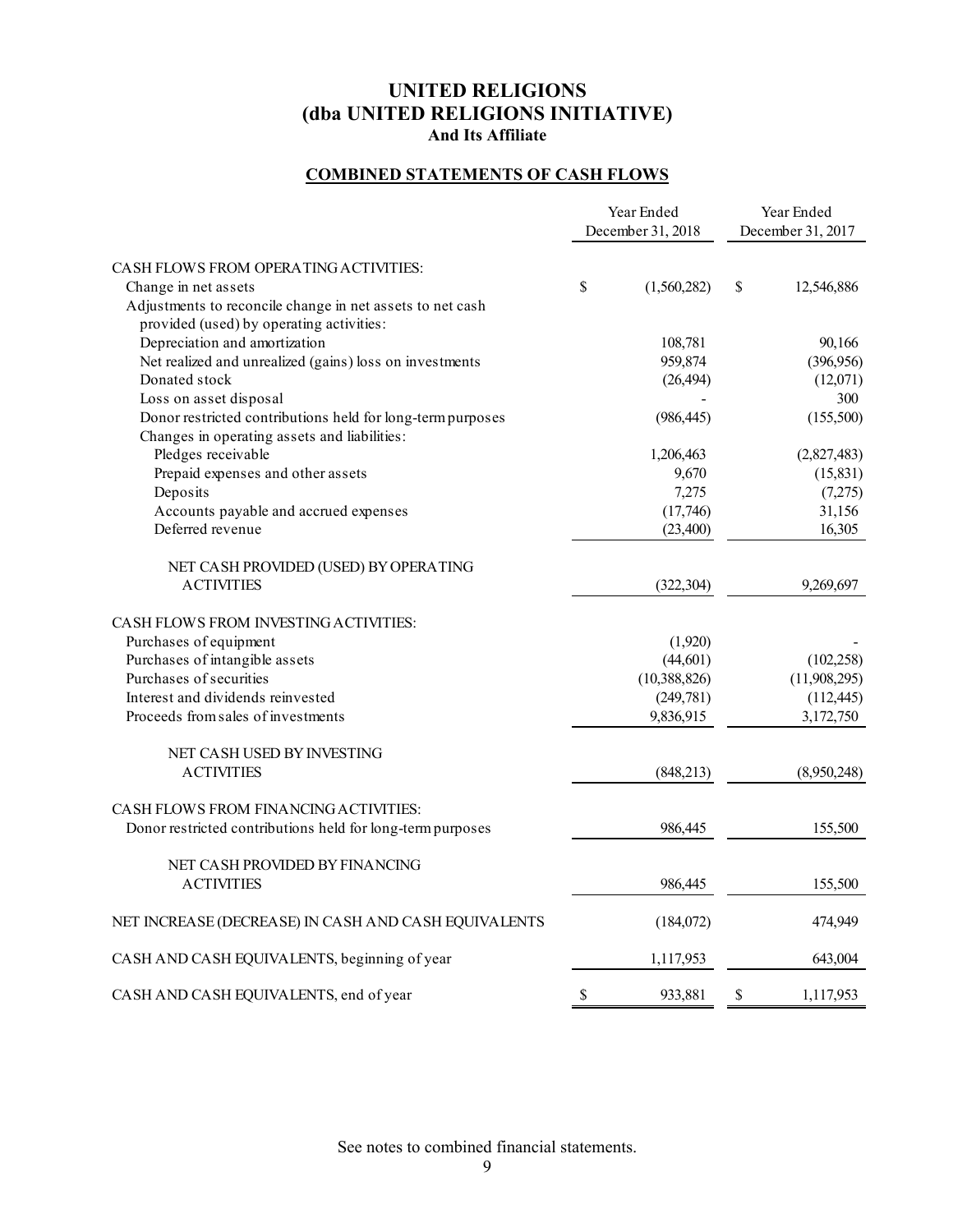# UNITED RELIGIONS
# (dba UNITED RELIGIONS INITIATIVE)
### And Its Affiliate

## COMBINED STATEMENTS OF CASH FLOWS

| | Year Ended December 31, 2018 | Year Ended December 31, 2017 |
|---|---|---|
| CASH FLOWS FROM OPERATING ACTIVITIES: | | |
| Change in net assets | $ (1,560,282) | $ 12,546,886 |
| Adjustments to reconcile change in net assets to net cash provided (used) by operating activities: | | |
| Depreciation and amortization | 108,781 | 90,166 |
| Net realized and unrealized (gains) loss on investments | 959,874 | (396,956) |
| Donated stock | (26,494) | (12,071) |
| Loss on asset disposal | - | 300 |
| Donor restricted contributions held for long-term purposes | (986,445) | (155,500) |
| Changes in operating assets and liabilities: | | |
| Pledges receivable | 1,206,463 | (2,827,483) |
| Prepaid expenses and other assets | 9,670 | (15,831) |
| Deposits | 7,275 | (7,275) |
| Accounts payable and accrued expenses | (17,746) | 31,156 |
| Deferred revenue | (23,400) | 16,305 |
| NET CASH PROVIDED (USED) BY OPERATING ACTIVITIES | (322,304) | 9,269,697 |
| CASH FLOWS FROM INVESTING ACTIVITIES: | | |
| Purchases of equipment | (1,920) | - |
| Purchases of intangible assets | (44,601) | (102,258) |
| Purchases of securities | (10,388,826) | (11,908,295) |
| Interest and dividends reinvested | (249,781) | (112,445) |
| Proceeds from sales of investments | 9,836,915 | 3,172,750 |
| NET CASH USED BY INVESTING ACTIVITIES | (848,213) | (8,950,248) |
| CASH FLOWS FROM FINANCING ACTIVITIES: | | |
| Donor restricted contributions held for long-term purposes | 986,445 | 155,500 |
| NET CASH PROVIDED BY FINANCING ACTIVITIES | 986,445 | 155,500 |
| NET INCREASE (DECREASE) IN CASH AND CASH EQUIVALENTS | (184,072) | 474,949 |
| CASH AND CASH EQUIVALENTS, beginning of year | 1,117,953 | 643,004 |
| CASH AND CASH EQUIVALENTS, end of year | $ 933,881 | $ 1,117,953 |

See notes to combined financial statements.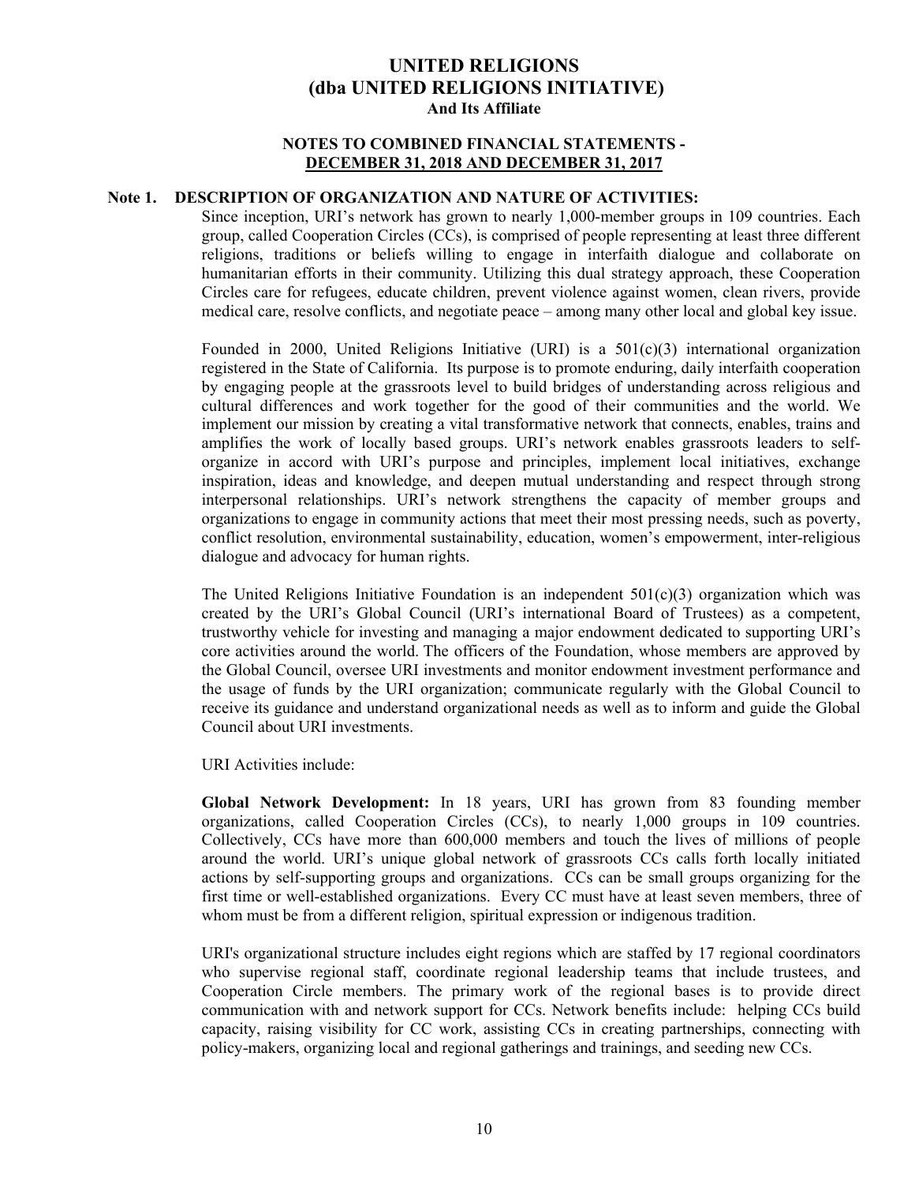# UNITED RELIGIONS
# (dba UNITED RELIGIONS INITIATIVE)
### And Its Affiliate

## NOTES TO COMBINED FINANCIAL STATEMENTS - DECEMBER 31, 2018 AND DECEMBER 31, 2017

### Note 1. DESCRIPTION OF ORGANIZATION AND NATURE OF ACTIVITIES:

Since inception, URI's network has grown to nearly 1,000-member groups in 109 countries. Each group, called Cooperation Circles (CCs), is comprised of people representing at least three different religions, traditions or beliefs willing to engage in interfaith dialogue and collaborate on humanitarian efforts in their community. Utilizing this dual strategy approach, these Cooperation Circles care for refugees, educate children, prevent violence against women, clean rivers, provide medical care, resolve conflicts, and negotiate peace – among many other local and global key issue.

Founded in 2000, United Religions Initiative (URI) is a 501(c)(3) international organization registered in the State of California. Its purpose is to promote enduring, daily interfaith cooperation by engaging people at the grassroots level to build bridges of understanding across religious and cultural differences and work together for the good of their communities and the world. We implement our mission by creating a vital transformative network that connects, enables, trains and amplifies the work of locally based groups. URI's network enables grassroots leaders to self-organize in accord with URI's purpose and principles, implement local initiatives, exchange inspiration, ideas and knowledge, and deepen mutual understanding and respect through strong interpersonal relationships. URI's network strengthens the capacity of member groups and organizations to engage in community actions that meet their most pressing needs, such as poverty, conflict resolution, environmental sustainability, education, women's empowerment, inter-religious dialogue and advocacy for human rights.

The United Religions Initiative Foundation is an independent 501(c)(3) organization which was created by the URI's Global Council (URI's international Board of Trustees) as a competent, trustworthy vehicle for investing and managing a major endowment dedicated to supporting URI's core activities around the world. The officers of the Foundation, whose members are approved by the Global Council, oversee URI investments and monitor endowment investment performance and the usage of funds by the URI organization; communicate regularly with the Global Council to receive its guidance and understand organizational needs as well as to inform and guide the Global Council about URI investments.

URI Activities include:

**Global Network Development:** In 18 years, URI has grown from 83 founding member organizations, called Cooperation Circles (CCs), to nearly 1,000 groups in 109 countries. Collectively, CCs have more than 600,000 members and touch the lives of millions of people around the world. URI's unique global network of grassroots CCs calls forth locally initiated actions by self-supporting groups and organizations. CCs can be small groups organizing for the first time or well-established organizations. Every CC must have at least seven members, three of whom must be from a different religion, spiritual expression or indigenous tradition.

URI's organizational structure includes eight regions which are staffed by 17 regional coordinators who supervise regional staff, coordinate regional leadership teams that include trustees, and Cooperation Circle members. The primary work of the regional bases is to provide direct communication with and network support for CCs. Network benefits include: helping CCs build capacity, raising visibility for CC work, assisting CCs in creating partnerships, connecting with policy-makers, organizing local and regional gatherings and trainings, and seeding new CCs.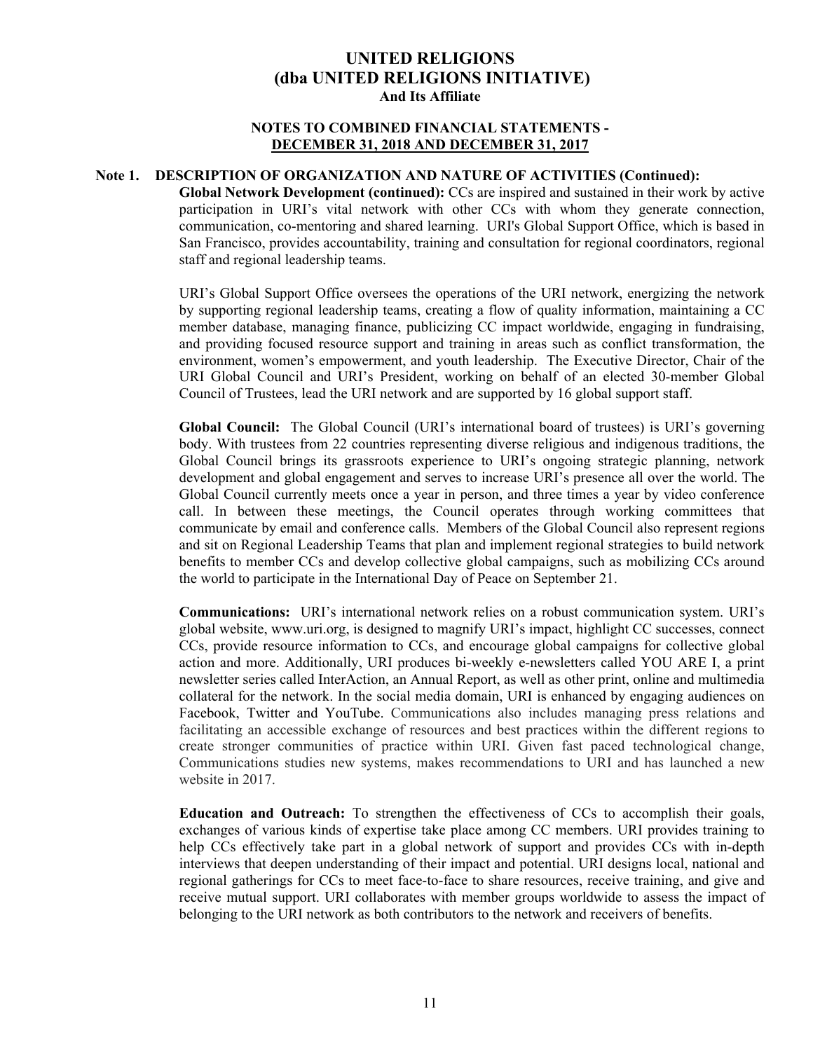# UNITED RELIGIONS
# (dba UNITED RELIGIONS INITIATIVE)
### And Its Affiliate

### NOTES TO COMBINED FINANCIAL STATEMENTS - DECEMBER 31, 2018 AND DECEMBER 31, 2017

## Note 1. DESCRIPTION OF ORGANIZATION AND NATURE OF ACTIVITIES (Continued):

**Global Network Development (continued):** CCs are inspired and sustained in their work by active participation in URI's vital network with other CCs with whom they generate connection, communication, co-mentoring and shared learning. URI's Global Support Office, which is based in San Francisco, provides accountability, training and consultation for regional coordinators, regional staff and regional leadership teams.

URI's Global Support Office oversees the operations of the URI network, energizing the network by supporting regional leadership teams, creating a flow of quality information, maintaining a CC member database, managing finance, publicizing CC impact worldwide, engaging in fundraising, and providing focused resource support and training in areas such as conflict transformation, the environment, women's empowerment, and youth leadership. The Executive Director, Chair of the URI Global Council and URI's President, working on behalf of an elected 30-member Global Council of Trustees, lead the URI network and are supported by 16 global support staff.

**Global Council:** The Global Council (URI's international board of trustees) is URI's governing body. With trustees from 22 countries representing diverse religious and indigenous traditions, the Global Council brings its grassroots experience to URI's ongoing strategic planning, network development and global engagement and serves to increase URI's presence all over the world. The Global Council currently meets once a year in person, and three times a year by video conference call. In between these meetings, the Council operates through working committees that communicate by email and conference calls. Members of the Global Council also represent regions and sit on Regional Leadership Teams that plan and implement regional strategies to build network benefits to member CCs and develop collective global campaigns, such as mobilizing CCs around the world to participate in the International Day of Peace on September 21.

**Communications:** URI's international network relies on a robust communication system. URI's global website, www.uri.org, is designed to magnify URI's impact, highlight CC successes, connect CCs, provide resource information to CCs, and encourage global campaigns for collective global action and more. Additionally, URI produces bi-weekly e-newsletters called YOU ARE I, a print newsletter series called InterAction, an Annual Report, as well as other print, online and multimedia collateral for the network. In the social media domain, URI is enhanced by engaging audiences on Facebook, Twitter and YouTube. Communications also includes managing press relations and facilitating an accessible exchange of resources and best practices within the different regions to create stronger communities of practice within URI. Given fast paced technological change, Communications studies new systems, makes recommendations to URI and has launched a new website in 2017.

**Education and Outreach:** To strengthen the effectiveness of CCs to accomplish their goals, exchanges of various kinds of expertise take place among CC members. URI provides training to help CCs effectively take part in a global network of support and provides CCs with in-depth interviews that deepen understanding of their impact and potential. URI designs local, national and regional gatherings for CCs to meet face-to-face to share resources, receive training, and give and receive mutual support. URI collaborates with member groups worldwide to assess the impact of belonging to the URI network as both contributors to the network and receivers of benefits.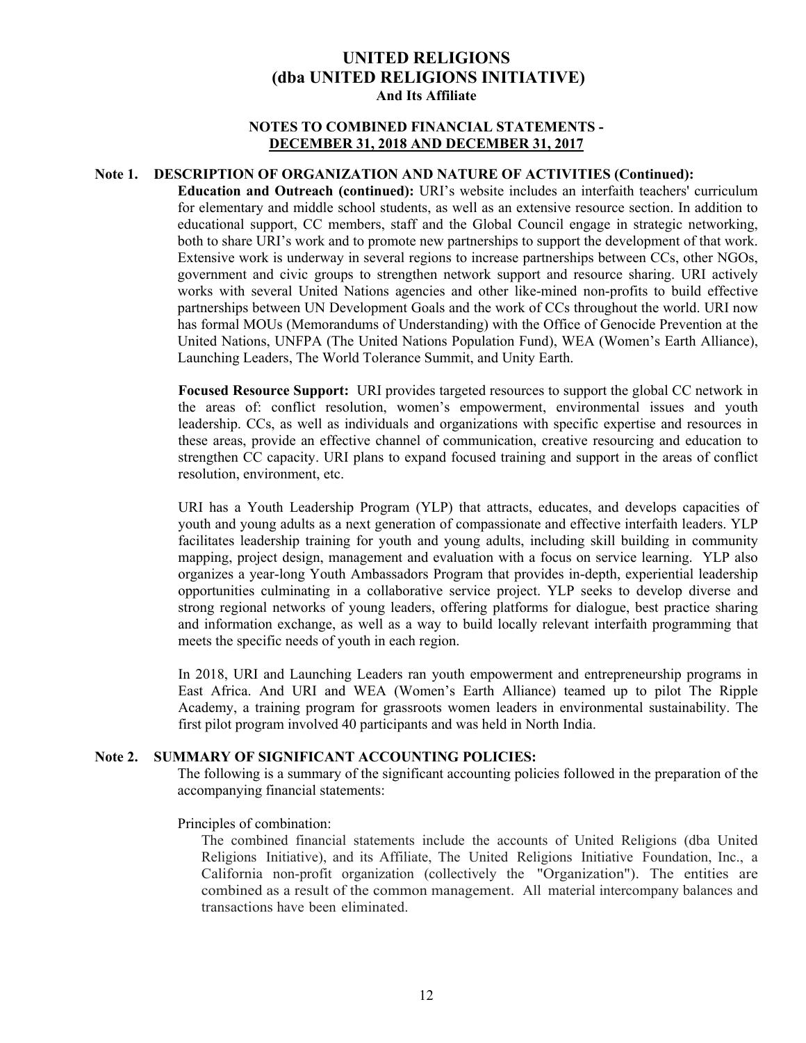# UNITED RELIGIONS
# (dba UNITED RELIGIONS INITIATIVE)
### And Its Affiliate

### NOTES TO COMBINED FINANCIAL STATEMENTS - DECEMBER 31, 2018 AND DECEMBER 31, 2017

## Note 1. DESCRIPTION OF ORGANIZATION AND NATURE OF ACTIVITIES (Continued):

**Education and Outreach (continued):** URI's website includes an interfaith teachers' curriculum for elementary and middle school students, as well as an extensive resource section. In addition to educational support, CC members, staff and the Global Council engage in strategic networking, both to share URI's work and to promote new partnerships to support the development of that work. Extensive work is underway in several regions to increase partnerships between CCs, other NGOs, government and civic groups to strengthen network support and resource sharing. URI actively works with several United Nations agencies and other like-mined non-profits to build effective partnerships between UN Development Goals and the work of CCs throughout the world. URI now has formal MOUs (Memorandums of Understanding) with the Office of Genocide Prevention at the United Nations, UNFPA (The United Nations Population Fund), WEA (Women's Earth Alliance), Launching Leaders, The World Tolerance Summit, and Unity Earth.

**Focused Resource Support:** URI provides targeted resources to support the global CC network in the areas of: conflict resolution, women's empowerment, environmental issues and youth leadership. CCs, as well as individuals and organizations with specific expertise and resources in these areas, provide an effective channel of communication, creative resourcing and education to strengthen CC capacity. URI plans to expand focused training and support in the areas of conflict resolution, environment, etc.

URI has a Youth Leadership Program (YLP) that attracts, educates, and develops capacities of youth and young adults as a next generation of compassionate and effective interfaith leaders. YLP facilitates leadership training for youth and young adults, including skill building in community mapping, project design, management and evaluation with a focus on service learning. YLP also organizes a year-long Youth Ambassadors Program that provides in-depth, experiential leadership opportunities culminating in a collaborative service project. YLP seeks to develop diverse and strong regional networks of young leaders, offering platforms for dialogue, best practice sharing and information exchange, as well as a way to build locally relevant interfaith programming that meets the specific needs of youth in each region.

In 2018, URI and Launching Leaders ran youth empowerment and entrepreneurship programs in East Africa. And URI and WEA (Women's Earth Alliance) teamed up to pilot The Ripple Academy, a training program for grassroots women leaders in environmental sustainability. The first pilot program involved 40 participants and was held in North India.

## Note 2. SUMMARY OF SIGNIFICANT ACCOUNTING POLICIES:

The following is a summary of the significant accounting policies followed in the preparation of the accompanying financial statements:

Principles of combination:

The combined financial statements include the accounts of United Religions (dba United Religions Initiative), and its Affiliate, The United Religions Initiative Foundation, Inc., a California non-profit organization (collectively the "Organization"). The entities are combined as a result of the common management. All material intercompany balances and transactions have been eliminated.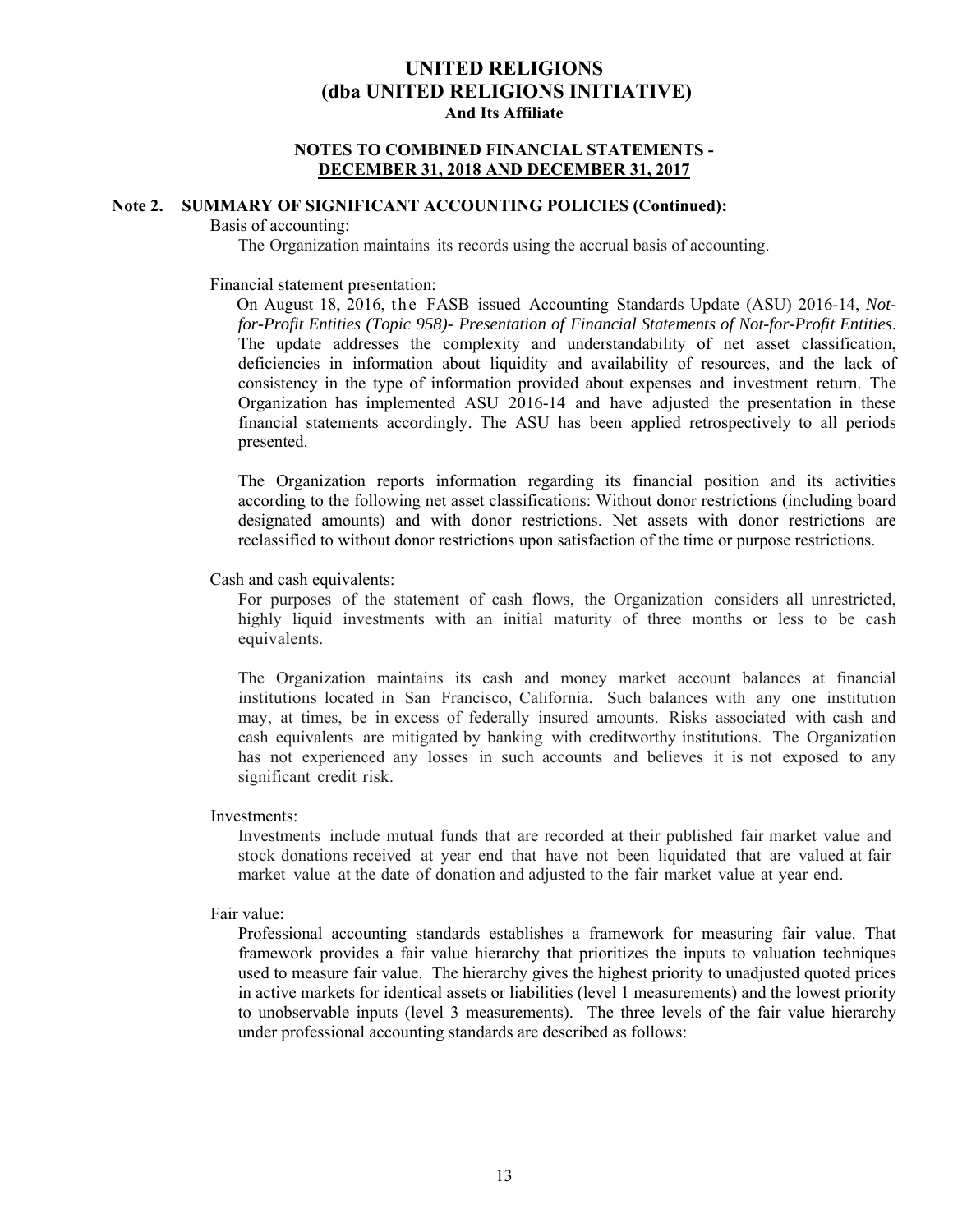# UNITED RELIGIONS
## (dba UNITED RELIGIONS INITIATIVE)
### And Its Affiliate

### NOTES TO COMBINED FINANCIAL STATEMENTS - DECEMBER 31, 2018 AND DECEMBER 31, 2017

**Note 2. SUMMARY OF SIGNIFICANT ACCOUNTING POLICIES (Continued):**

Basis of accounting:

The Organization maintains its records using the accrual basis of accounting.

Financial statement presentation:

On August 18, 2016, the FASB issued Accounting Standards Update (ASU) 2016-14, *Not-for-Profit Entities (Topic 958)- Presentation of Financial Statements of Not-for-Profit Entities*. The update addresses the complexity and understandability of net asset classification, deficiencies in information about liquidity and availability of resources, and the lack of consistency in the type of information provided about expenses and investment return. The Organization has implemented ASU 2016-14 and have adjusted the presentation in these financial statements accordingly. The ASU has been applied retrospectively to all periods presented.

The Organization reports information regarding its financial position and its activities according to the following net asset classifications: Without donor restrictions (including board designated amounts) and with donor restrictions. Net assets with donor restrictions are reclassified to without donor restrictions upon satisfaction of the time or purpose restrictions.

Cash and cash equivalents:

For purposes of the statement of cash flows, the Organization considers all unrestricted, highly liquid investments with an initial maturity of three months or less to be cash equivalents.

The Organization maintains its cash and money market account balances at financial institutions located in San Francisco, California. Such balances with any one institution may, at times, be in excess of federally insured amounts. Risks associated with cash and cash equivalents are mitigated by banking with creditworthy institutions. The Organization has not experienced any losses in such accounts and believes it is not exposed to any significant credit risk.

Investments:

Investments include mutual funds that are recorded at their published fair market value and stock donations received at year end that have not been liquidated that are valued at fair market value at the date of donation and adjusted to the fair market value at year end.

Fair value:

Professional accounting standards establishes a framework for measuring fair value. That framework provides a fair value hierarchy that prioritizes the inputs to valuation techniques used to measure fair value. The hierarchy gives the highest priority to unadjusted quoted prices in active markets for identical assets or liabilities (level 1 measurements) and the lowest priority to unobservable inputs (level 3 measurements). The three levels of the fair value hierarchy under professional accounting standards are described as follows: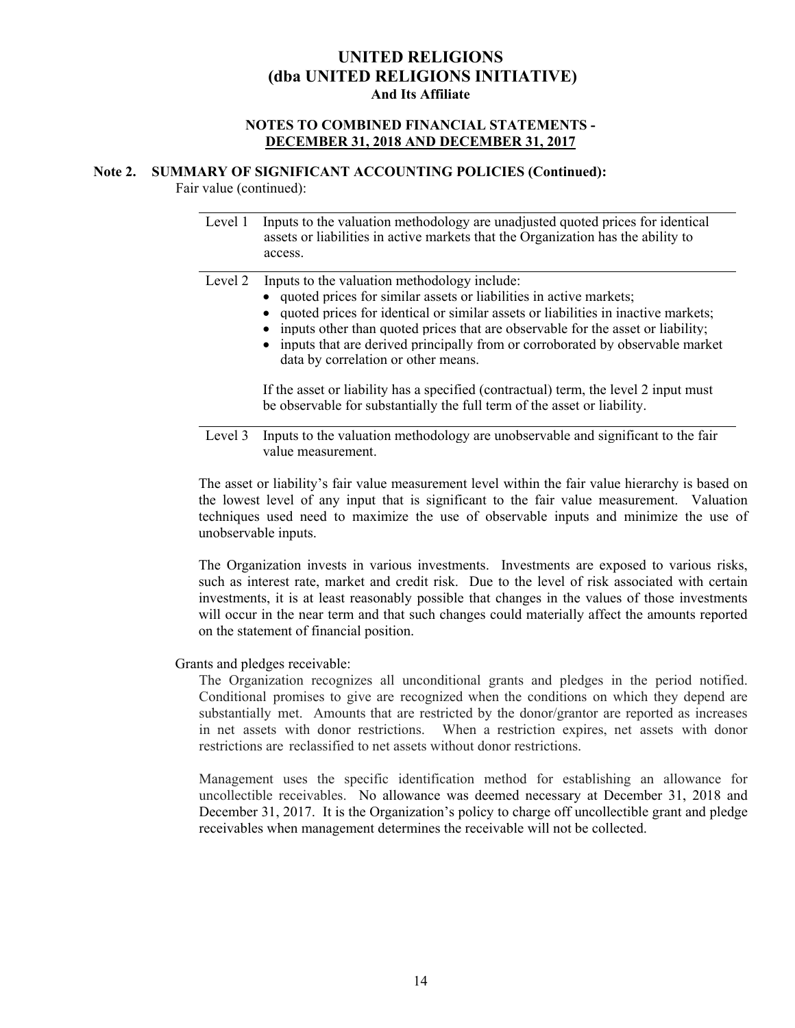# UNITED RELIGIONS
## (dba UNITED RELIGIONS INITIATIVE)
### And Its Affiliate

### NOTES TO COMBINED FINANCIAL STATEMENTS - DECEMBER 31, 2018 AND DECEMBER 31, 2017

**Note 2. SUMMARY OF SIGNIFICANT ACCOUNTING POLICIES (Continued):**

Fair value (continued):

| Level | Description |
|---|---|
| Level 1 | Inputs to the valuation methodology are unadjusted quoted prices for identical assets or liabilities in active markets that the Organization has the ability to access. |
| Level 2 | Inputs to the valuation methodology include: • quoted prices for similar assets or liabilities in active markets; • quoted prices for identical or similar assets or liabilities in inactive markets; • inputs other than quoted prices that are observable for the asset or liability; • inputs that are derived principally from or corroborated by observable market data by correlation or other means. If the asset or liability has a specified (contractual) term, the level 2 input must be observable for substantially the full term of the asset or liability. |
| Level 3 | Inputs to the valuation methodology are unobservable and significant to the fair value measurement. |

The asset or liability's fair value measurement level within the fair value hierarchy is based on the lowest level of any input that is significant to the fair value measurement. Valuation techniques used need to maximize the use of observable inputs and minimize the use of unobservable inputs.

The Organization invests in various investments. Investments are exposed to various risks, such as interest rate, market and credit risk. Due to the level of risk associated with certain investments, it is at least reasonably possible that changes in the values of those investments will occur in the near term and that such changes could materially affect the amounts reported on the statement of financial position.

Grants and pledges receivable:

The Organization recognizes all unconditional grants and pledges in the period notified. Conditional promises to give are recognized when the conditions on which they depend are substantially met. Amounts that are restricted by the donor/grantor are reported as increases in net assets with donor restrictions. When a restriction expires, net assets with donor restrictions are reclassified to net assets without donor restrictions.

Management uses the specific identification method for establishing an allowance for uncollectible receivables. No allowance was deemed necessary at December 31, 2018 and December 31, 2017. It is the Organization's policy to charge off uncollectible grant and pledge receivables when management determines the receivable will not be collected.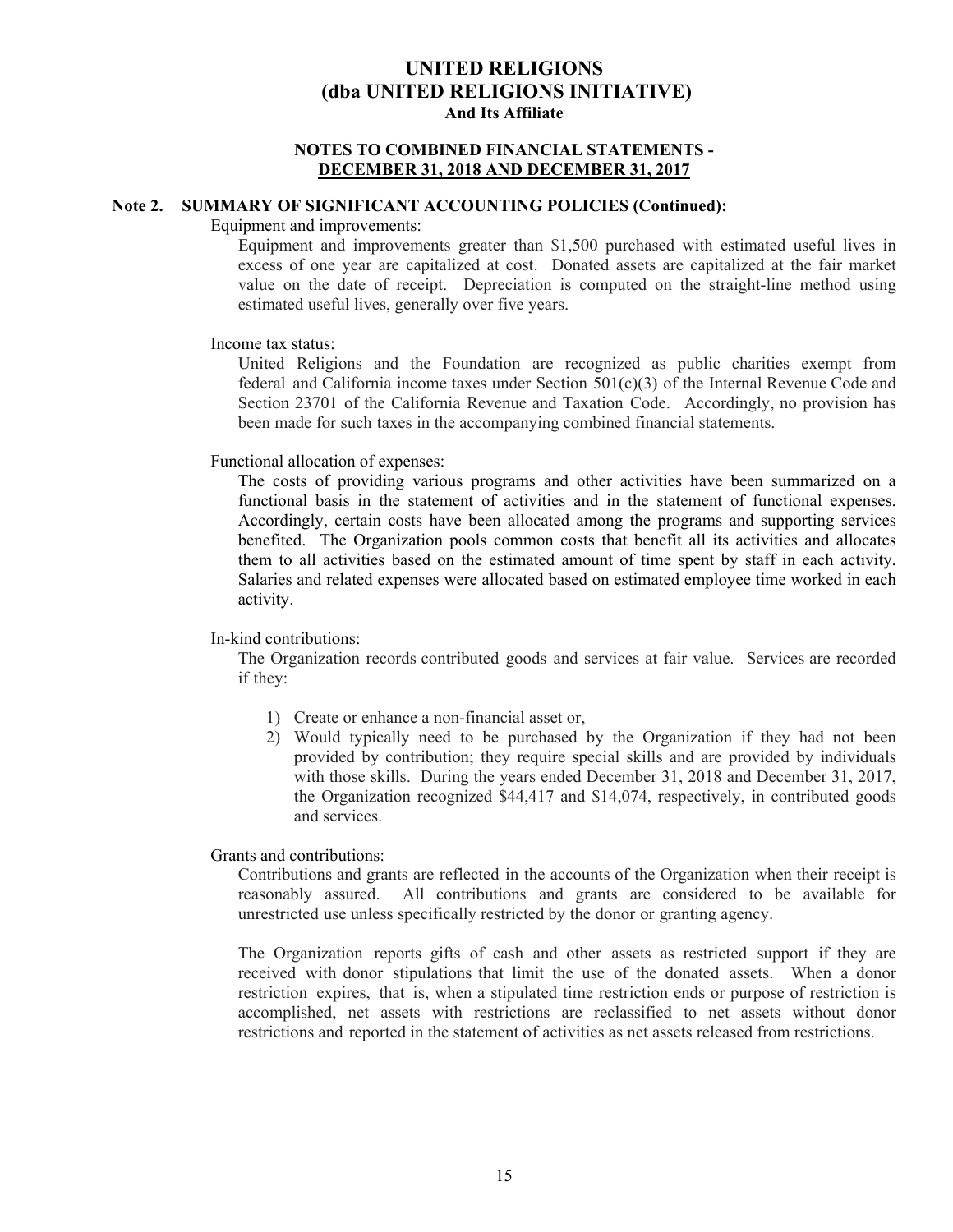# UNITED RELIGIONS
# (dba UNITED RELIGIONS INITIATIVE)
### And Its Affiliate

### NOTES TO COMBINED FINANCIAL STATEMENTS - DECEMBER 31, 2018 AND DECEMBER 31, 2017

## Note 2. SUMMARY OF SIGNIFICANT ACCOUNTING POLICIES (Continued):

Equipment and improvements:

Equipment and improvements greater than $1,500 purchased with estimated useful lives in excess of one year are capitalized at cost. Donated assets are capitalized at the fair market value on the date of receipt. Depreciation is computed on the straight-line method using estimated useful lives, generally over five years.

Income tax status:

United Religions and the Foundation are recognized as public charities exempt from federal and California income taxes under Section 501(c)(3) of the Internal Revenue Code and Section 23701 of the California Revenue and Taxation Code. Accordingly, no provision has been made for such taxes in the accompanying combined financial statements.

Functional allocation of expenses:

The costs of providing various programs and other activities have been summarized on a functional basis in the statement of activities and in the statement of functional expenses. Accordingly, certain costs have been allocated among the programs and supporting services benefited. The Organization pools common costs that benefit all its activities and allocates them to all activities based on the estimated amount of time spent by staff in each activity. Salaries and related expenses were allocated based on estimated employee time worked in each activity.

In-kind contributions:

The Organization records contributed goods and services at fair value. Services are recorded if they:

1) Create or enhance a non-financial asset or,
2) Would typically need to be purchased by the Organization if they had not been provided by contribution; they require special skills and are provided by individuals with those skills. During the years ended December 31, 2018 and December 31, 2017, the Organization recognized $44,417 and $14,074, respectively, in contributed goods and services.

Grants and contributions:

Contributions and grants are reflected in the accounts of the Organization when their receipt is reasonably assured. All contributions and grants are considered to be available for unrestricted use unless specifically restricted by the donor or granting agency.

The Organization reports gifts of cash and other assets as restricted support if they are received with donor stipulations that limit the use of the donated assets. When a donor restriction expires, that is, when a stipulated time restriction ends or purpose of restriction is accomplished, net assets with restrictions are reclassified to net assets without donor restrictions and reported in the statement of activities as net assets released from restrictions.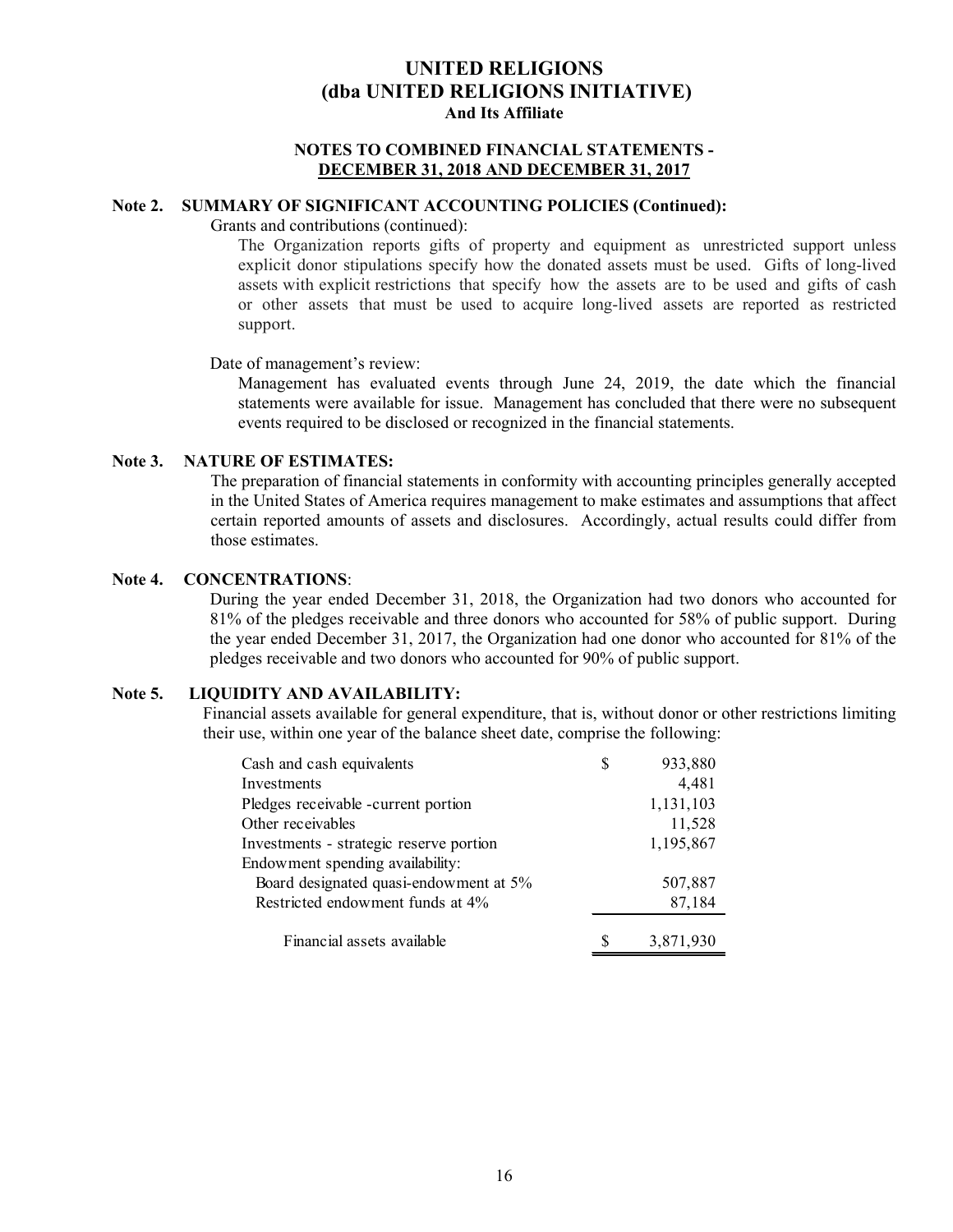# UNITED RELIGIONS
# (dba UNITED RELIGIONS INITIATIVE)
## And Its Affiliate

### NOTES TO COMBINED FINANCIAL STATEMENTS - DECEMBER 31, 2018 AND DECEMBER 31, 2017

**Note 2. SUMMARY OF SIGNIFICANT ACCOUNTING POLICIES (Continued):**

Grants and contributions (continued):

The Organization reports gifts of property and equipment as unrestricted support unless explicit donor stipulations specify how the donated assets must be used. Gifts of long-lived assets with explicit restrictions that specify how the assets are to be used and gifts of cash or other assets that must be used to acquire long-lived assets are reported as restricted support.

Date of management's review:

Management has evaluated events through June 24, 2019, the date which the financial statements were available for issue. Management has concluded that there were no subsequent events required to be disclosed or recognized in the financial statements.

**Note 3. NATURE OF ESTIMATES:**

The preparation of financial statements in conformity with accounting principles generally accepted in the United States of America requires management to make estimates and assumptions that affect certain reported amounts of assets and disclosures. Accordingly, actual results could differ from those estimates.

**Note 4. CONCENTRATIONS**:

During the year ended December 31, 2018, the Organization had two donors who accounted for 81% of the pledges receivable and three donors who accounted for 58% of public support. During the year ended December 31, 2017, the Organization had one donor who accounted for 81% of the pledges receivable and two donors who accounted for 90% of public support.

**Note 5. LIQUIDITY AND AVAILABILITY:**

Financial assets available for general expenditure, that is, without donor or other restrictions limiting their use, within one year of the balance sheet date, comprise the following:

| | |
|---|---|
| Cash and cash equivalents | $ 933,880 |
| Investments | 4,481 |
| Pledges receivable -current portion | 1,131,103 |
| Other receivables | 11,528 |
| Investments - strategic reserve portion | 1,195,867 |
| Endowment spending availability: | |
| Board designated quasi-endowment at 5% | 507,887 |
| Restricted endowment funds at 4% | 87,184 |
| Financial assets available | $ 3,871,930 |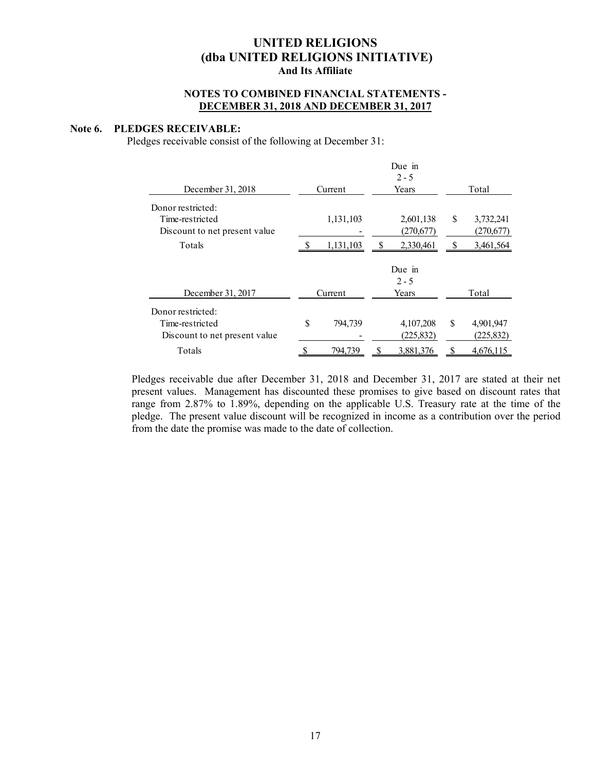# UNITED RELIGIONS
# (dba UNITED RELIGIONS INITIATIVE)
### And Its Affiliate

### NOTES TO COMBINED FINANCIAL STATEMENTS - DECEMBER 31, 2018 AND DECEMBER 31, 2017

## Note 6. PLEDGES RECEIVABLE:

Pledges receivable consist of the following at December 31:

| December 31, 2018 | Current | Due in 2 - 5 Years | Total |
|---|---|---|---|
| Donor restricted: | | | |
| Time-restricted | 1,131,103 | 2,601,138 | $ 3,732,241 |
| Discount to net present value | - | (270,677) | (270,677) |
| Totals | $ 1,131,103 | $ 2,330,461 | $ 3,461,564 |

| December 31, 2017 | Current | Due in 2 - 5 Years | Total |
|---|---|---|---|
| Donor restricted: | | | |
| Time-restricted | $ 794,739 | 4,107,208 | $ 4,901,947 |
| Discount to net present value | - | (225,832) | (225,832) |
| Totals | $ 794,739 | $ 3,881,376 | $ 4,676,115 |

Pledges receivable due after December 31, 2018 and December 31, 2017 are stated at their net present values. Management has discounted these promises to give based on discount rates that range from 2.87% to 1.89%, depending on the applicable U.S. Treasury rate at the time of the pledge. The present value discount will be recognized in income as a contribution over the period from the date the promise was made to the date of collection.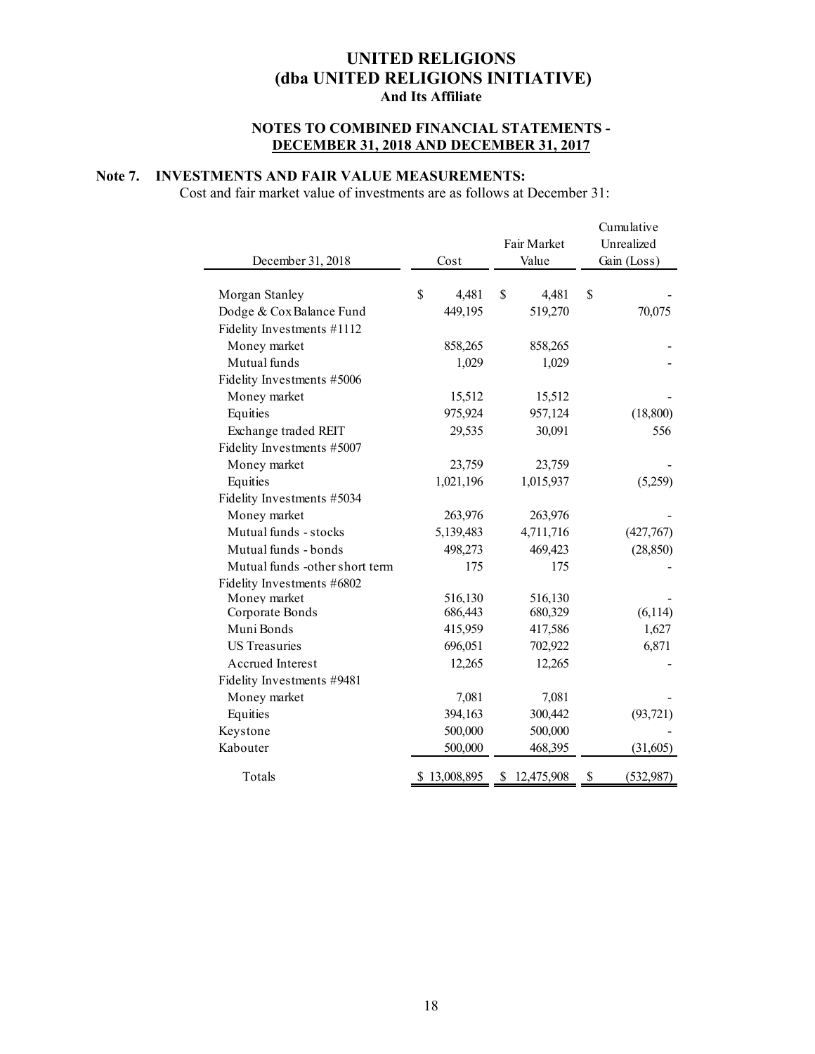# UNITED RELIGIONS
# (dba UNITED RELIGIONS INITIATIVE)
### And Its Affiliate

### NOTES TO COMBINED FINANCIAL STATEMENTS - DECEMBER 31, 2018 AND DECEMBER 31, 2017

## Note 7. INVESTMENTS AND FAIR VALUE MEASUREMENTS:

Cost and fair market value of investments are as follows at December 31:

| December 31, 2018 | Cost | Fair Market Value | Cumulative Unrealized Gain (Loss) |
|---|---|---|---|
| Morgan Stanley | $ 4,481 | $ 4,481 | $ - |
| Dodge & Cox Balance Fund | 449,195 | 519,270 | 70,075 |
| Fidelity Investments #1112 | | | |
| Money market | 858,265 | 858,265 | - |
| Mutual funds | 1,029 | 1,029 | - |
| Fidelity Investments #5006 | | | |
| Money market | 15,512 | 15,512 | - |
| Equities | 975,924 | 957,124 | (18,800) |
| Exchange traded REIT | 29,535 | 30,091 | 556 |
| Fidelity Investments #5007 | | | |
| Money market | 23,759 | 23,759 | - |
| Equities | 1,021,196 | 1,015,937 | (5,259) |
| Fidelity Investments #5034 | | | |
| Money market | 263,976 | 263,976 | - |
| Mutual funds - stocks | 5,139,483 | 4,711,716 | (427,767) |
| Mutual funds - bonds | 498,273 | 469,423 | (28,850) |
| Mutual funds -other short term | 175 | 175 | - |
| Fidelity Investments #6802 | | | |
| Money market | 516,130 | 516,130 | - |
| Corporate Bonds | 686,443 | 680,329 | (6,114) |
| Muni Bonds | 415,959 | 417,586 | 1,627 |
| US Treasuries | 696,051 | 702,922 | 6,871 |
| Accrued Interest | 12,265 | 12,265 | - |
| Fidelity Investments #9481 | | | |
| Money market | 7,081 | 7,081 | - |
| Equities | 394,163 | 300,442 | (93,721) |
| Keystone | 500,000 | 500,000 | - |
| Kabouter | 500,000 | 468,395 | (31,605) |
| Totals | $ 13,008,895 | $ 12,475,908 | $ (532,987) |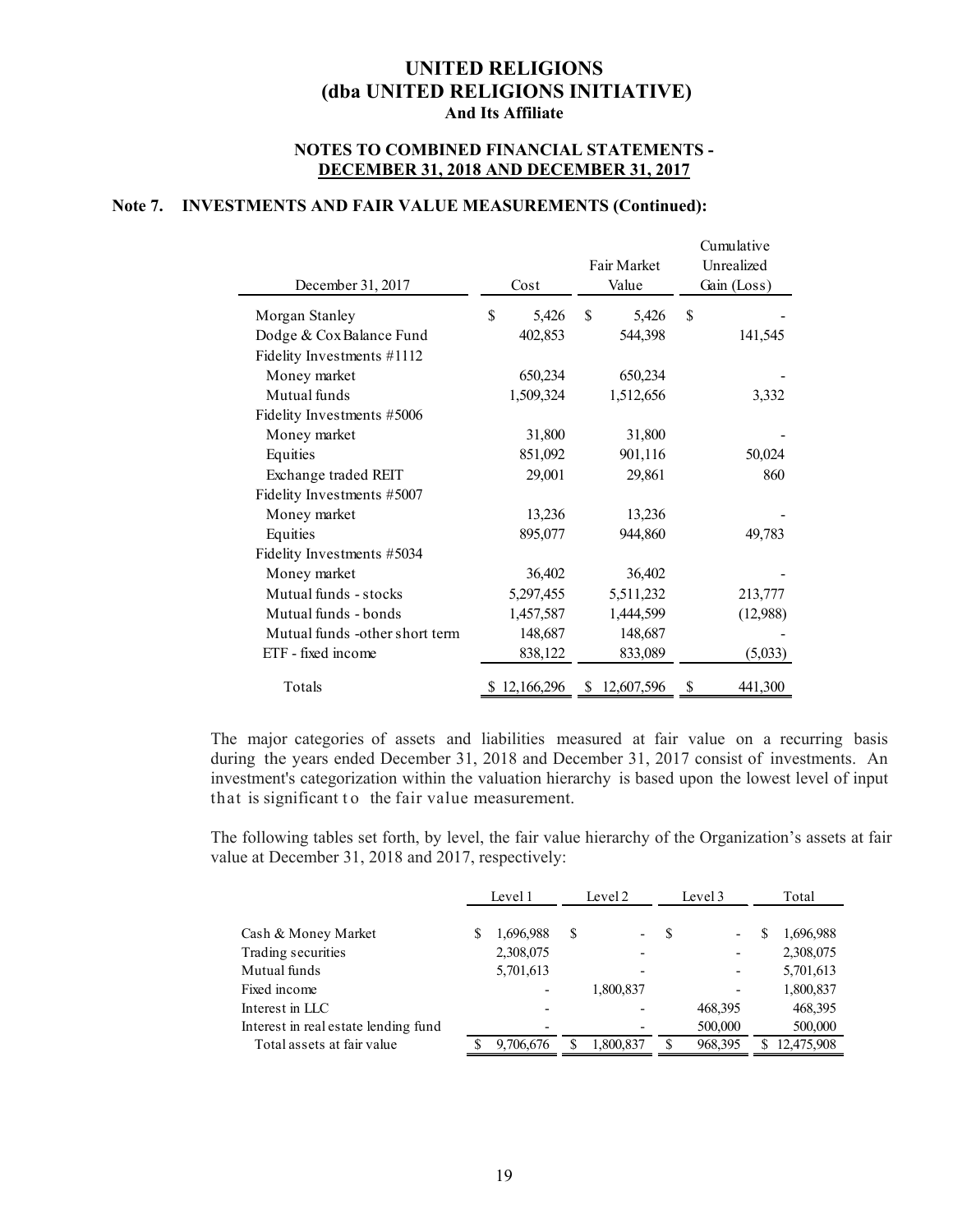# UNITED RELIGIONS
# (dba UNITED RELIGIONS INITIATIVE)
### And Its Affiliate

### NOTES TO COMBINED FINANCIAL STATEMENTS - DECEMBER 31, 2018 AND DECEMBER 31, 2017

## Note 7. INVESTMENTS AND FAIR VALUE MEASUREMENTS (Continued):

| December 31, 2017 | Cost | Fair Market Value | Cumulative Unrealized Gain (Loss) |
|---|---|---|---|
| Morgan Stanley | $ 5,426 | $ 5,426 | $ - |
| Dodge & Cox Balance Fund | 402,853 | 544,398 | 141,545 |
| Fidelity Investments #1112 | | | |
| Money market | 650,234 | 650,234 | - |
| Mutual funds | 1,509,324 | 1,512,656 | 3,332 |
| Fidelity Investments #5006 | | | |
| Money market | 31,800 | 31,800 | - |
| Equities | 851,092 | 901,116 | 50,024 |
| Exchange traded REIT | 29,001 | 29,861 | 860 |
| Fidelity Investments #5007 | | | |
| Money market | 13,236 | 13,236 | - |
| Equities | 895,077 | 944,860 | 49,783 |
| Fidelity Investments #5034 | | | |
| Money market | 36,402 | 36,402 | - |
| Mutual funds - stocks | 5,297,455 | 5,511,232 | 213,777 |
| Mutual funds - bonds | 1,457,587 | 1,444,599 | (12,988) |
| Mutual funds -other short term | 148,687 | 148,687 | - |
| ETF - fixed income | 838,122 | 833,089 | (5,033) |
| Totals | $ 12,166,296 | $ 12,607,596 | $ 441,300 |

The major categories of assets and liabilities measured at fair value on a recurring basis during the years ended December 31, 2018 and December 31, 2017 consist of investments. An investment's categorization within the valuation hierarchy is based upon the lowest level of input that is significant to the fair value measurement.

The following tables set forth, by level, the fair value hierarchy of the Organization's assets at fair value at December 31, 2018 and 2017, respectively:

| | Level 1 | Level 2 | Level 3 | Total |
|---|---|---|---|---|
| Cash & Money Market | $ 1,696,988 | $ - | $ - | $ 1,696,988 |
| Trading securities | 2,308,075 | - | - | 2,308,075 |
| Mutual funds | 5,701,613 | - | - | 5,701,613 |
| Fixed income | - | 1,800,837 | - | 1,800,837 |
| Interest in LLC | - | - | 468,395 | 468,395 |
| Interest in real estate lending fund | - | - | 500,000 | 500,000 |
| Total assets at fair value | $ 9,706,676 | $ 1,800,837 | $ 968,395 | $ 12,475,908 |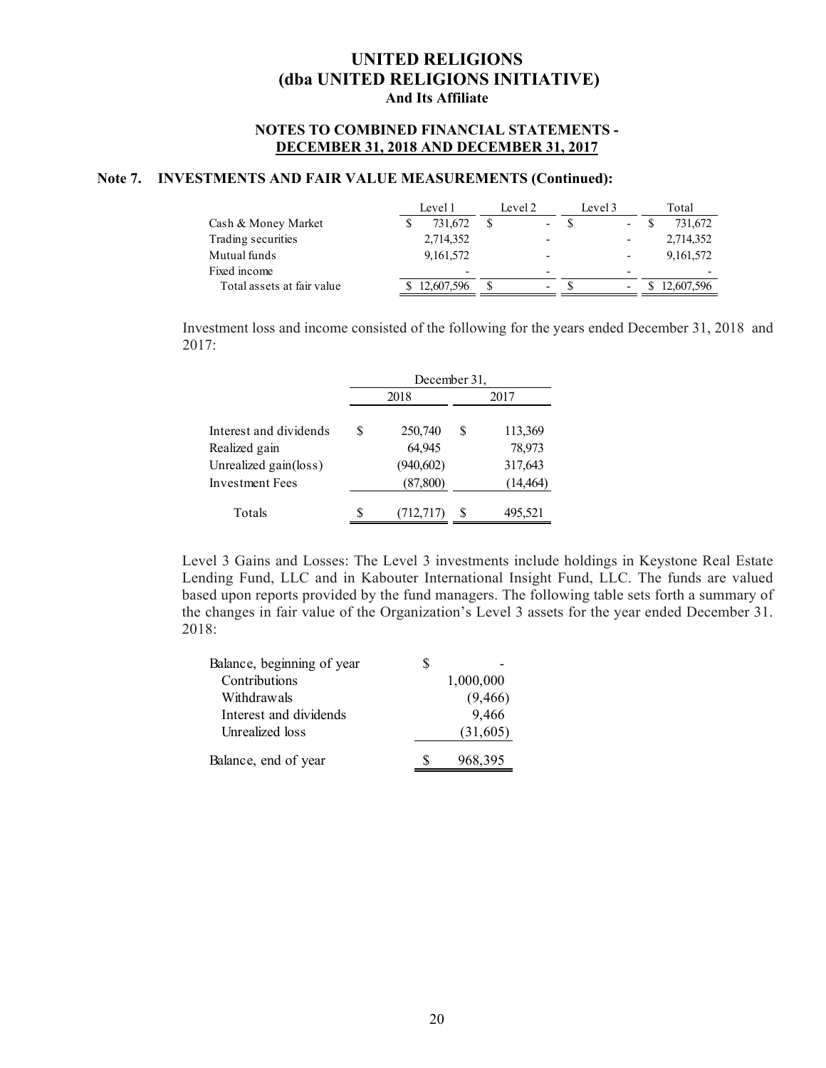# UNITED RELIGIONS
# (dba UNITED RELIGIONS INITIATIVE)
### And Its Affiliate

### NOTES TO COMBINED FINANCIAL STATEMENTS - DECEMBER 31, 2018 AND DECEMBER 31, 2017

## Note 7. INVESTMENTS AND FAIR VALUE MEASUREMENTS (Continued):

| | Level 1 | Level 2 | Level 3 | Total |
|---|---|---|---|---|
| Cash & Money Market | $ 731,672 | $ - | $ - | $ 731,672 |
| Trading securities | 2,714,352 | - | - | 2,714,352 |
| Mutual funds | 9,161,572 | - | - | 9,161,572 |
| Fixed income | - | - | - | - |
| Total assets at fair value | $ 12,607,596 | $ - | $ - | $ 12,607,596 |

Investment loss and income consisted of the following for the years ended December 31, 2018 and 2017:

| | December 31, | |
|---|---|---|
| | 2018 | 2017 |
| Interest and dividends | $ 250,740 | $ 113,369 |
| Realized gain | 64,945 | 78,973 |
| Unrealized gain(loss) | (940,602) | 317,643 |
| Investment Fees | (87,800) | (14,464) |
| Totals | $ (712,717) | $ 495,521 |

Level 3 Gains and Losses: The Level 3 investments include holdings in Keystone Real Estate Lending Fund, LLC and in Kabouter International Insight Fund, LLC. The funds are valued based upon reports provided by the fund managers. The following table sets forth a summary of the changes in fair value of the Organization's Level 3 assets for the year ended December 31. 2018:

| | |
|---|---|
| Balance, beginning of year | $ - |
| Contributions | 1,000,000 |
| Withdrawals | (9,466) |
| Interest and dividends | 9,466 |
| Unrealized loss | (31,605) |
| Balance, end of year | $ 968,395 |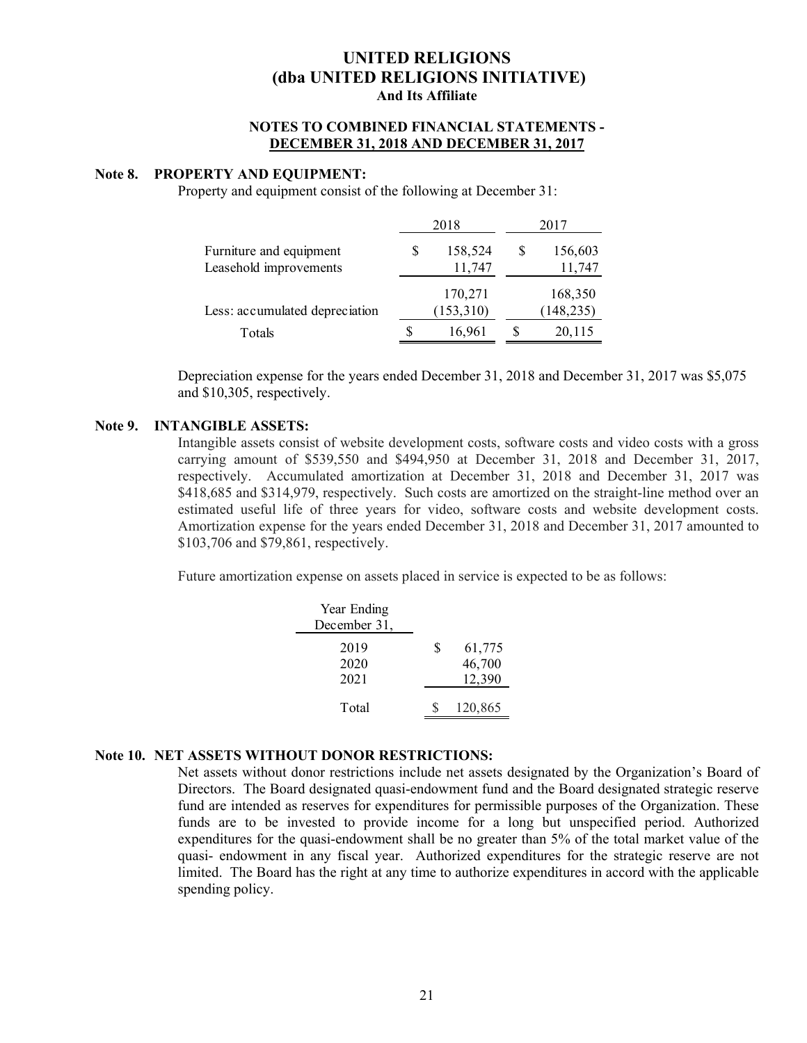# UNITED RELIGIONS
# (dba UNITED RELIGIONS INITIATIVE)
### And Its Affiliate

### NOTES TO COMBINED FINANCIAL STATEMENTS - DECEMBER 31, 2018 AND DECEMBER 31, 2017

**Note 8. PROPERTY AND EQUIPMENT:**

Property and equipment consist of the following at December 31:

| | 2018 | 2017 |
|---|---|---|
| Furniture and equipment | $ 158,524 | $ 156,603 |
| Leasehold improvements | 11,747 | 11,747 |
| | 170,271 | 168,350 |
| Less: accumulated depreciation | (153,310) | (148,235) |
| Totals | $ 16,961 | $ 20,115 |

Depreciation expense for the years ended December 31, 2018 and December 31, 2017 was $5,075 and $10,305, respectively.

**Note 9. INTANGIBLE ASSETS:**

Intangible assets consist of website development costs, software costs and video costs with a gross carrying amount of $539,550 and $494,950 at December 31, 2018 and December 31, 2017, respectively. Accumulated amortization at December 31, 2018 and December 31, 2017 was $418,685 and $314,979, respectively. Such costs are amortized on the straight-line method over an estimated useful life of three years for video, software costs and website development costs. Amortization expense for the years ended December 31, 2018 and December 31, 2017 amounted to $103,706 and $79,861, respectively.

Future amortization expense on assets placed in service is expected to be as follows:

| Year Ending December 31, | |
|---|---|
| 2019 | $ 61,775 |
| 2020 | 46,700 |
| 2021 | 12,390 |
| Total | $ 120,865 |

**Note 10. NET ASSETS WITHOUT DONOR RESTRICTIONS:**

Net assets without donor restrictions include net assets designated by the Organization's Board of Directors. The Board designated quasi-endowment fund and the Board designated strategic reserve fund are intended as reserves for expenditures for permissible purposes of the Organization. These funds are to be invested to provide income for a long but unspecified period. Authorized expenditures for the quasi-endowment shall be no greater than 5% of the total market value of the quasi- endowment in any fiscal year. Authorized expenditures for the strategic reserve are not limited. The Board has the right at any time to authorize expenditures in accord with the applicable spending policy.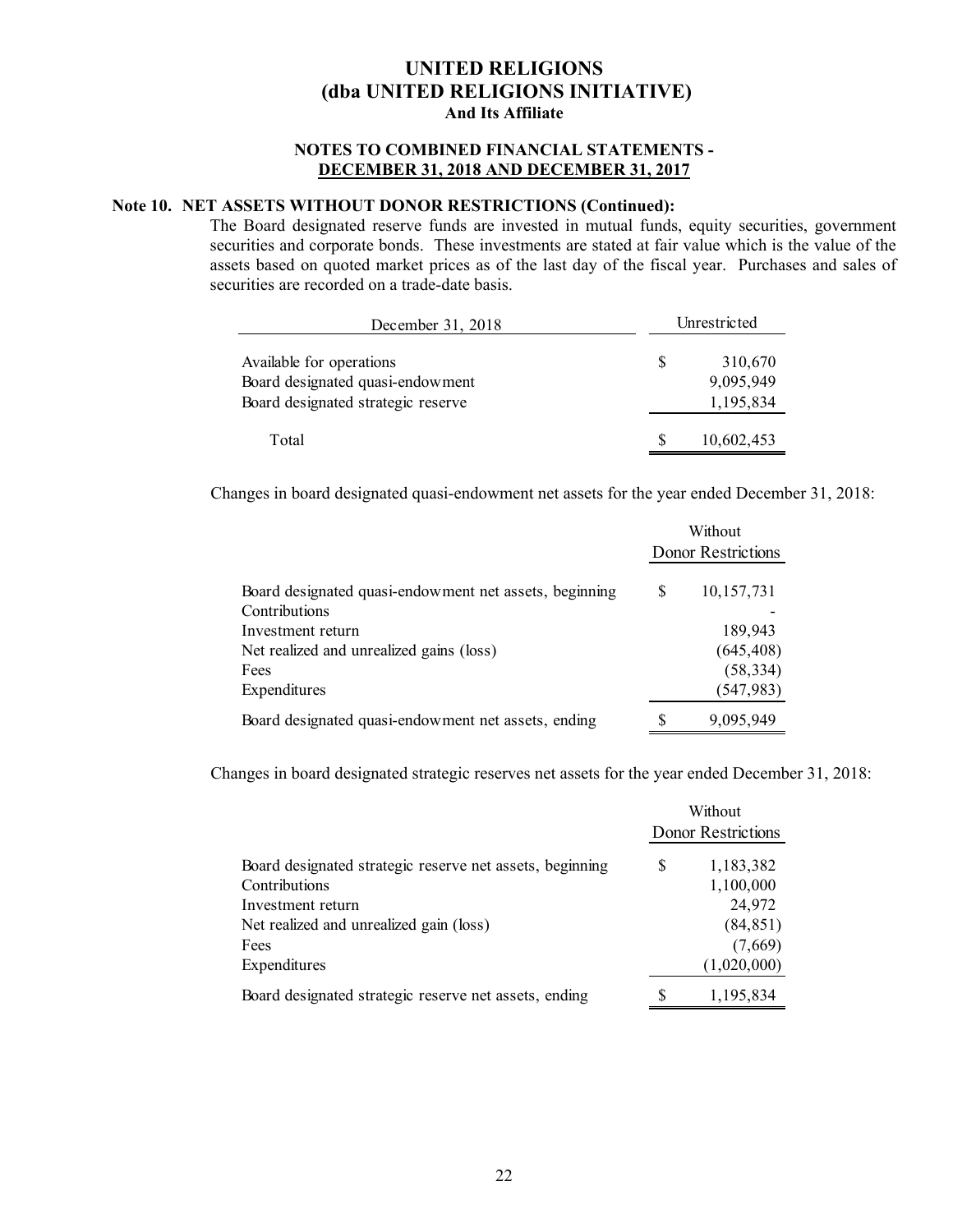# UNITED RELIGIONS
# (dba UNITED RELIGIONS INITIATIVE)
### And Its Affiliate

### NOTES TO COMBINED FINANCIAL STATEMENTS - DECEMBER 31, 2018 AND DECEMBER 31, 2017

## Note 10. NET ASSETS WITHOUT DONOR RESTRICTIONS (Continued):

The Board designated reserve funds are invested in mutual funds, equity securities, government securities and corporate bonds. These investments are stated at fair value which is the value of the assets based on quoted market prices as of the last day of the fiscal year. Purchases and sales of securities are recorded on a trade-date basis.

| December 31, 2018 | Unrestricted |
|---|---|
| Available for operations | $ 310,670 |
| Board designated quasi-endowment | 9,095,949 |
| Board designated strategic reserve | 1,195,834 |
| Total | $ 10,602,453 |

Changes in board designated quasi-endowment net assets for the year ended December 31, 2018:

| | Without Donor Restrictions |
|---|---|
| Board designated quasi-endowment net assets, beginning | $ 10,157,731 |
| Contributions | - |
| Investment return | 189,943 |
| Net realized and unrealized gains (loss) | (645,408) |
| Fees | (58,334) |
| Expenditures | (547,983) |
| Board designated quasi-endowment net assets, ending | $ 9,095,949 |

Changes in board designated strategic reserves net assets for the year ended December 31, 2018:

| | Without Donor Restrictions |
|---|---|
| Board designated strategic reserve net assets, beginning | $ 1,183,382 |
| Contributions | 1,100,000 |
| Investment return | 24,972 |
| Net realized and unrealized gain (loss) | (84,851) |
| Fees | (7,669) |
| Expenditures | (1,020,000) |
| Board designated strategic reserve net assets, ending | $ 1,195,834 |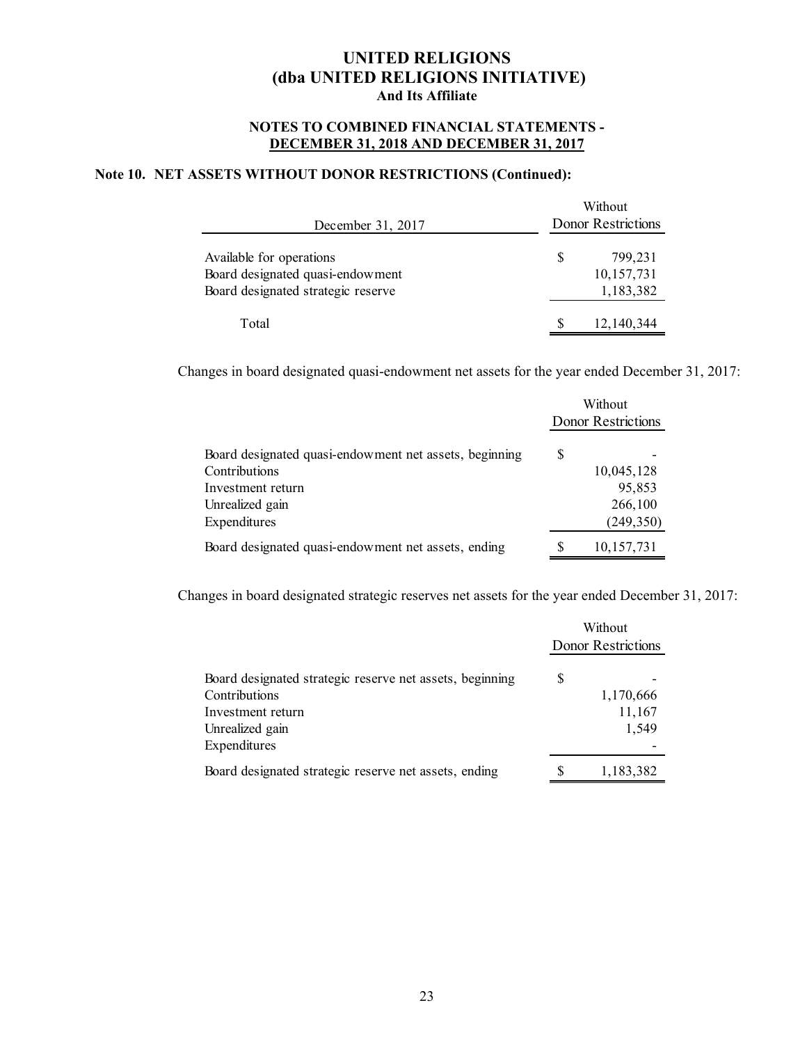# UNITED RELIGIONS
# (dba UNITED RELIGIONS INITIATIVE)
### And Its Affiliate

### NOTES TO COMBINED FINANCIAL STATEMENTS - DECEMBER 31, 2018 AND DECEMBER 31, 2017

## Note 10. NET ASSETS WITHOUT DONOR RESTRICTIONS (Continued):

| December 31, 2017 | Without Donor Restrictions |
|---|---|
| Available for operations | $ 799,231 |
| Board designated quasi-endowment | 10,157,731 |
| Board designated strategic reserve | 1,183,382 |
| Total | $ 12,140,344 |

Changes in board designated quasi-endowment net assets for the year ended December 31, 2017:

| | Without Donor Restrictions |
|---|---|
| Board designated quasi-endowment net assets, beginning | $ - |
| Contributions | 10,045,128 |
| Investment return | 95,853 |
| Unrealized gain | 266,100 |
| Expenditures | (249,350) |
| Board designated quasi-endowment net assets, ending | $ 10,157,731 |

Changes in board designated strategic reserves net assets for the year ended December 31, 2017:

| | Without Donor Restrictions |
|---|---|
| Board designated strategic reserve net assets, beginning | $ - |
| Contributions | 1,170,666 |
| Investment return | 11,167 |
| Unrealized gain | 1,549 |
| Expenditures | - |
| Board designated strategic reserve net assets, ending | $ 1,183,382 |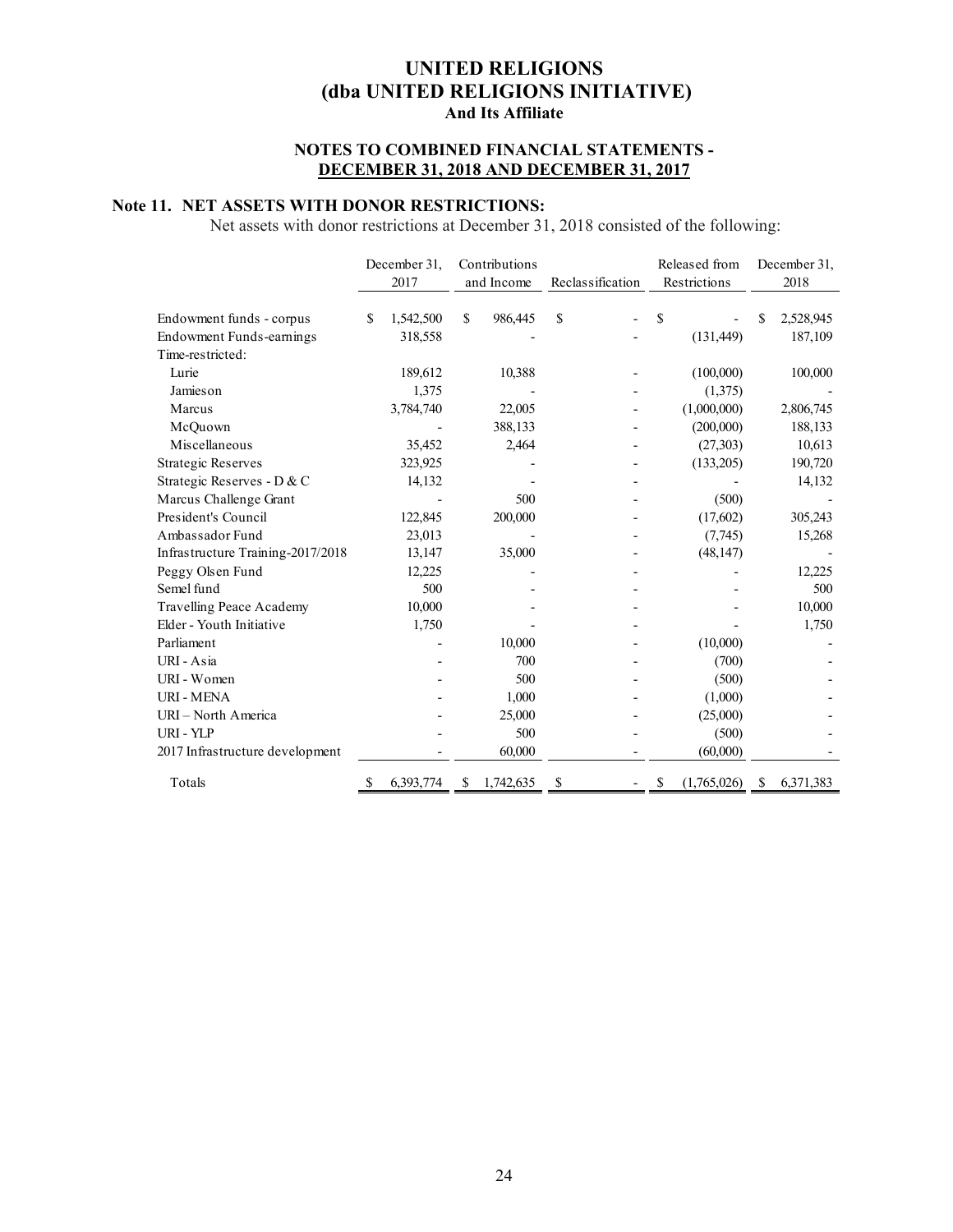# UNITED RELIGIONS
# (dba UNITED RELIGIONS INITIATIVE)
### And Its Affiliate

### NOTES TO COMBINED FINANCIAL STATEMENTS - DECEMBER 31, 2018 AND DECEMBER 31, 2017

## Note 11. NET ASSETS WITH DONOR RESTRICTIONS:

Net assets with donor restrictions at December 31, 2018 consisted of the following:

| | December 31, 2017 | Contributions and Income | Reclassification | Released from Restrictions | December 31, 2018 |
|---|---|---|---|---|---|
| Endowment funds - corpus | $ 1,542,500 | $ 986,445 | $ - | $ - | $ 2,528,945 |
| Endowment Funds-earnings | 318,558 | - | - | (131,449) | 187,109 |
| Time-restricted: | | | | | |
| Lurie | 189,612 | 10,388 | - | (100,000) | 100,000 |
| Jamieson | 1,375 | - | - | (1,375) | - |
| Marcus | 3,784,740 | 22,005 | - | (1,000,000) | 2,806,745 |
| McQuown | - | 388,133 | - | (200,000) | 188,133 |
| Miscellaneous | 35,452 | 2,464 | - | (27,303) | 10,613 |
| Strategic Reserves | 323,925 | - | - | (133,205) | 190,720 |
| Strategic Reserves - D & C | 14,132 | - | - | - | 14,132 |
| Marcus Challenge Grant | - | 500 | - | (500) | - |
| President's Council | 122,845 | 200,000 | - | (17,602) | 305,243 |
| Ambassador Fund | 23,013 | - | - | (7,745) | 15,268 |
| Infrastructure Training-2017/2018 | 13,147 | 35,000 | - | (48,147) | - |
| Peggy Olsen Fund | 12,225 | - | - | - | 12,225 |
| Semel fund | 500 | - | - | - | 500 |
| Travelling Peace Academy | 10,000 | - | - | - | 10,000 |
| Elder - Youth Initiative | 1,750 | - | - | - | 1,750 |
| Parliament | - | 10,000 | - | (10,000) | - |
| URI - Asia | - | 700 | - | (700) | - |
| URI - Women | - | 500 | - | (500) | - |
| URI - MENA | - | 1,000 | - | (1,000) | - |
| URI – North America | - | 25,000 | - | (25,000) | - |
| URI - YLP | - | 500 | - | (500) | - |
| 2017 Infrastructure development | - | 60,000 | - | (60,000) | - |
| Totals | $ 6,393,774 | $ 1,742,635 | $ - | $ (1,765,026) | $ 6,371,383 |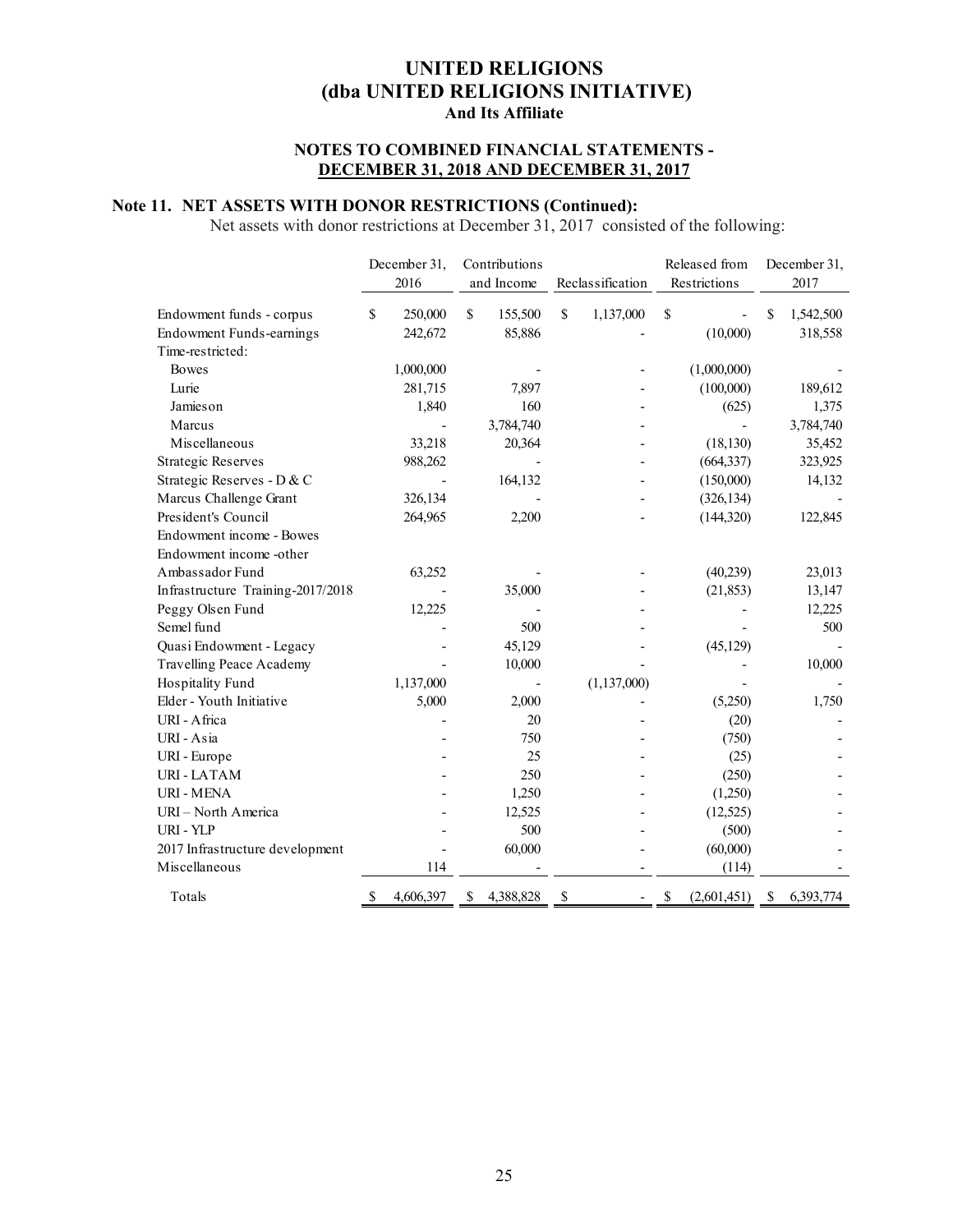# UNITED RELIGIONS
# (dba UNITED RELIGIONS INITIATIVE)
### And Its Affiliate

### NOTES TO COMBINED FINANCIAL STATEMENTS - DECEMBER 31, 2018 AND DECEMBER 31, 2017

## Note 11. NET ASSETS WITH DONOR RESTRICTIONS (Continued):

Net assets with donor restrictions at December 31, 2017 consisted of the following:

| | December 31, 2016 | Contributions and Income | Reclassification | Released from Restrictions | December 31, 2017 |
|---|---|---|---|---|---|
| Endowment funds - corpus | $ 250,000 | $ 155,500 | $ 1,137,000 | $ - | $ 1,542,500 |
| Endowment Funds-earnings | 242,672 | 85,886 | - | (10,000) | 318,558 |
| Time-restricted: | | | | | |
| Bowes | 1,000,000 | - | - | (1,000,000) | - |
| Lurie | 281,715 | 7,897 | - | (100,000) | 189,612 |
| Jamieson | 1,840 | 160 | - | (625) | 1,375 |
| Marcus | - | 3,784,740 | - | - | 3,784,740 |
| Miscellaneous | 33,218 | 20,364 | - | (18,130) | 35,452 |
| Strategic Reserves | 988,262 | - | - | (664,337) | 323,925 |
| Strategic Reserves - D & C | - | 164,132 | - | (150,000) | 14,132 |
| Marcus Challenge Grant | 326,134 | - | - | (326,134) | - |
| President's Council | 264,965 | 2,200 | - | (144,320) | 122,845 |
| Endowment income - Bowes | | | | | |
| Endowment income -other | | | | | |
| Ambassador Fund | 63,252 | - | - | (40,239) | 23,013 |
| Infrastructure Training-2017/2018 | - | 35,000 | - | (21,853) | 13,147 |
| Peggy Olsen Fund | 12,225 | - | - | - | 12,225 |
| Semel fund | - | 500 | - | - | 500 |
| Quasi Endowment - Legacy | - | 45,129 | - | (45,129) | - |
| Travelling Peace Academy | - | 10,000 | - | - | 10,000 |
| Hospitality Fund | 1,137,000 | - | (1,137,000) | - | - |
| Elder - Youth Initiative | 5,000 | 2,000 | - | (5,250) | 1,750 |
| URI - Africa | - | 20 | - | (20) | - |
| URI - Asia | - | 750 | - | (750) | - |
| URI - Europe | - | 25 | - | (25) | - |
| URI - LATAM | - | 250 | - | (250) | - |
| URI - MENA | - | 1,250 | - | (1,250) | - |
| URI – North America | - | 12,525 | - | (12,525) | - |
| URI - YLP | - | 500 | - | (500) | - |
| 2017 Infrastructure development | - | 60,000 | - | (60,000) | - |
| Miscellaneous | 114 | - | - | (114) | - |
| Totals | $ 4,606,397 | $ 4,388,828 | $ - | $ (2,601,451) | $ 6,393,774 |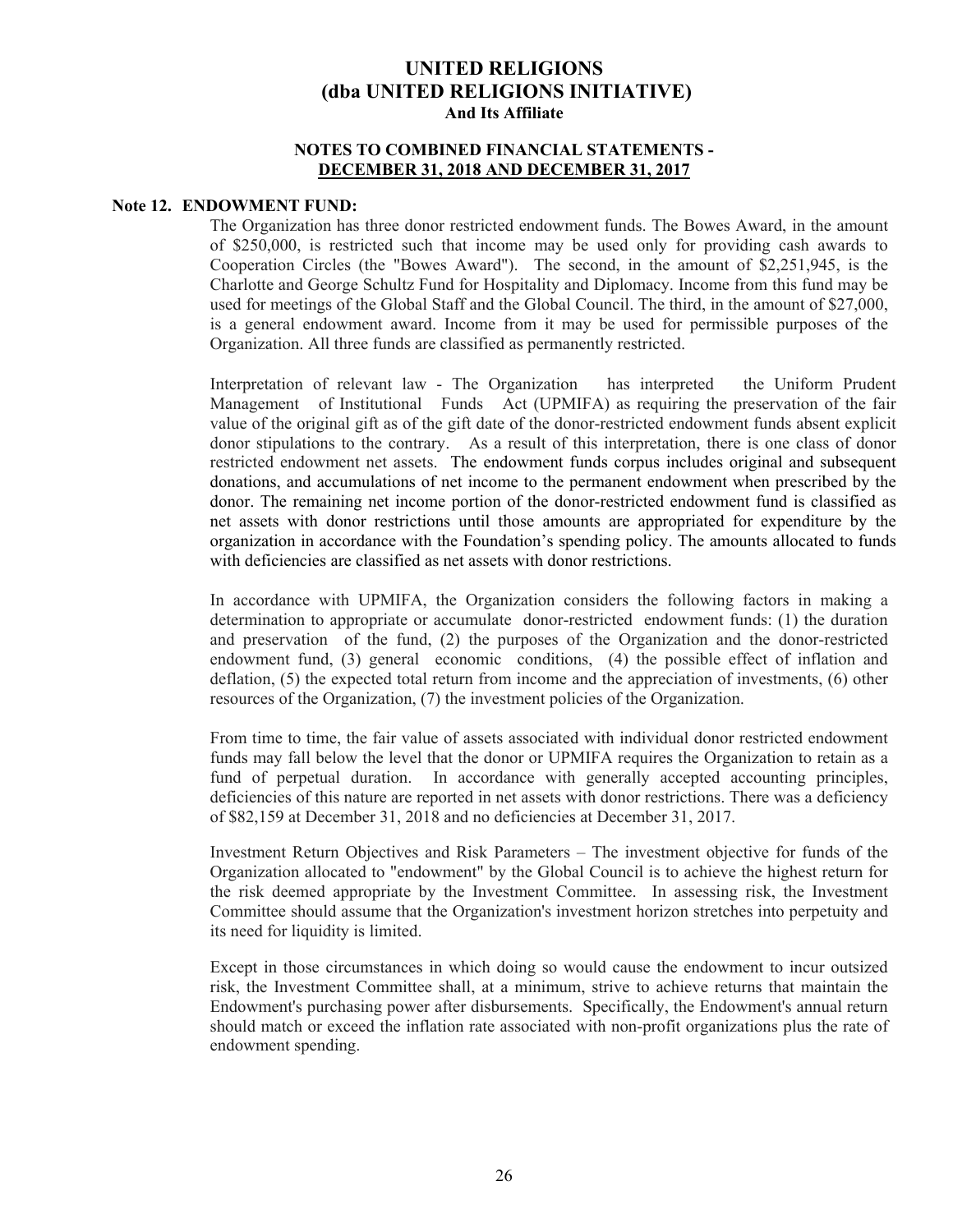# UNITED RELIGIONS
# (dba UNITED RELIGIONS INITIATIVE)
### And Its Affiliate

### NOTES TO COMBINED FINANCIAL STATEMENTS - DECEMBER 31, 2018 AND DECEMBER 31, 2017

## Note 12. ENDOWMENT FUND:

The Organization has three donor restricted endowment funds. The Bowes Award, in the amount of $250,000, is restricted such that income may be used only for providing cash awards to Cooperation Circles (the "Bowes Award"). The second, in the amount of $2,251,945, is the Charlotte and George Schultz Fund for Hospitality and Diplomacy. Income from this fund may be used for meetings of the Global Staff and the Global Council. The third, in the amount of $27,000, is a general endowment award. Income from it may be used for permissible purposes of the Organization. All three funds are classified as permanently restricted.

Interpretation of relevant law - The Organization has interpreted the Uniform Prudent Management of Institutional Funds Act (UPMIFA) as requiring the preservation of the fair value of the original gift as of the gift date of the donor-restricted endowment funds absent explicit donor stipulations to the contrary. As a result of this interpretation, there is one class of donor restricted endowment net assets. The endowment funds corpus includes original and subsequent donations, and accumulations of net income to the permanent endowment when prescribed by the donor. The remaining net income portion of the donor-restricted endowment fund is classified as net assets with donor restrictions until those amounts are appropriated for expenditure by the organization in accordance with the Foundation's spending policy. The amounts allocated to funds with deficiencies are classified as net assets with donor restrictions.

In accordance with UPMIFA, the Organization considers the following factors in making a determination to appropriate or accumulate donor-restricted endowment funds: (1) the duration and preservation of the fund, (2) the purposes of the Organization and the donor-restricted endowment fund, (3) general economic conditions, (4) the possible effect of inflation and deflation, (5) the expected total return from income and the appreciation of investments, (6) other resources of the Organization, (7) the investment policies of the Organization.

From time to time, the fair value of assets associated with individual donor restricted endowment funds may fall below the level that the donor or UPMIFA requires the Organization to retain as a fund of perpetual duration. In accordance with generally accepted accounting principles, deficiencies of this nature are reported in net assets with donor restrictions. There was a deficiency of $82,159 at December 31, 2018 and no deficiencies at December 31, 2017.

Investment Return Objectives and Risk Parameters – The investment objective for funds of the Organization allocated to "endowment" by the Global Council is to achieve the highest return for the risk deemed appropriate by the Investment Committee. In assessing risk, the Investment Committee should assume that the Organization's investment horizon stretches into perpetuity and its need for liquidity is limited.

Except in those circumstances in which doing so would cause the endowment to incur outsized risk, the Investment Committee shall, at a minimum, strive to achieve returns that maintain the Endowment's purchasing power after disbursements. Specifically, the Endowment's annual return should match or exceed the inflation rate associated with non-profit organizations plus the rate of endowment spending.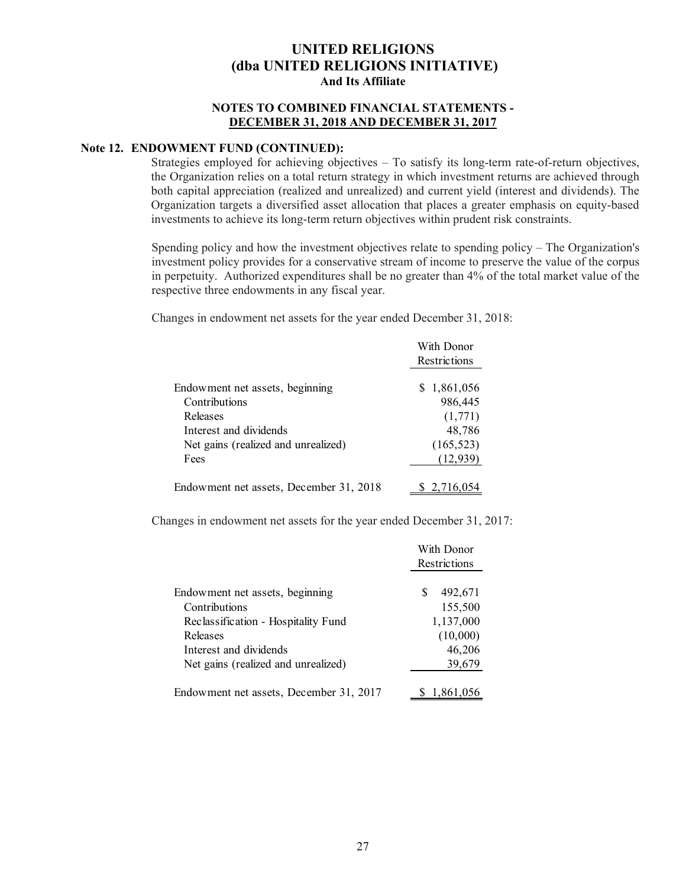# UNITED RELIGIONS
# (dba UNITED RELIGIONS INITIATIVE)
### And Its Affiliate

### NOTES TO COMBINED FINANCIAL STATEMENTS - DECEMBER 31, 2018 AND DECEMBER 31, 2017

**Note 12. ENDOWMENT FUND (CONTINUED):**

Strategies employed for achieving objectives – To satisfy its long-term rate-of-return objectives, the Organization relies on a total return strategy in which investment returns are achieved through both capital appreciation (realized and unrealized) and current yield (interest and dividends). The Organization targets a diversified asset allocation that places a greater emphasis on equity-based investments to achieve its long-term return objectives within prudent risk constraints.

Spending policy and how the investment objectives relate to spending policy – The Organization's investment policy provides for a conservative stream of income to preserve the value of the corpus in perpetuity. Authorized expenditures shall be no greater than 4% of the total market value of the respective three endowments in any fiscal year.

Changes in endowment net assets for the year ended December 31, 2018:

| | With Donor Restrictions |
|---|---|
| Endowment net assets, beginning | $ 1,861,056 |
| Contributions | 986,445 |
| Releases | (1,771) |
| Interest and dividends | 48,786 |
| Net gains (realized and unrealized) | (165,523) |
| Fees | (12,939) |
| Endowment net assets, December 31, 2018 | $ 2,716,054 |

Changes in endowment net assets for the year ended December 31, 2017:

| | With Donor Restrictions |
|---|---|
| Endowment net assets, beginning | $ 492,671 |
| Contributions | 155,500 |
| Reclassification - Hospitality Fund | 1,137,000 |
| Releases | (10,000) |
| Interest and dividends | 46,206 |
| Net gains (realized and unrealized) | 39,679 |
| Endowment net assets, December 31, 2017 | $ 1,861,056 |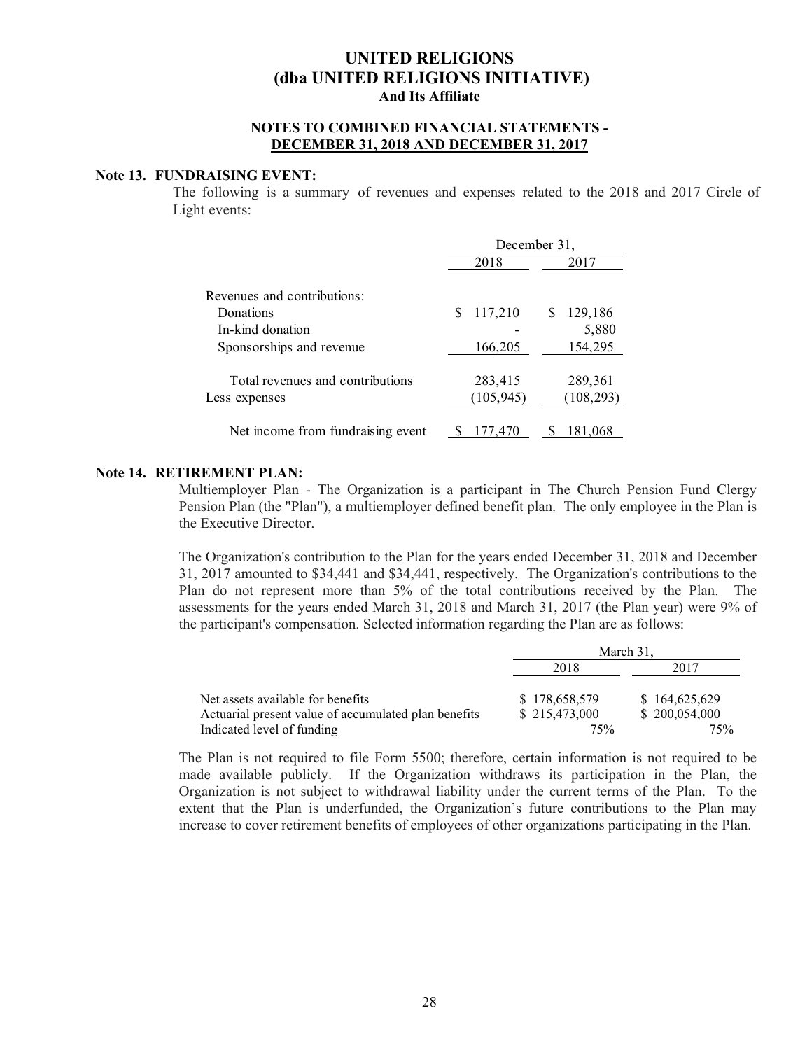# UNITED RELIGIONS
# (dba UNITED RELIGIONS INITIATIVE)
## And Its Affiliate

### NOTES TO COMBINED FINANCIAL STATEMENTS - DECEMBER 31, 2018 AND DECEMBER 31, 2017

**Note 13. FUNDRAISING EVENT:**

The following is a summary of revenues and expenses related to the 2018 and 2017 Circle of Light events:

| | December 31, | |
|---|---|---|
| | 2018 | 2017 |
| Revenues and contributions: | | |
| Donations | $ 117,210 | $ 129,186 |
| In-kind donation | - | 5,880 |
| Sponsorships and revenue | 166,205 | 154,295 |
| Total revenues and contributions | 283,415 | 289,361 |
| Less expenses | (105,945) | (108,293) |
| Net income from fundraising event | $ 177,470 | $ 181,068 |

**Note 14. RETIREMENT PLAN:**

Multiemployer Plan - The Organization is a participant in The Church Pension Fund Clergy Pension Plan (the "Plan"), a multiemployer defined benefit plan. The only employee in the Plan is the Executive Director.

The Organization's contribution to the Plan for the years ended December 31, 2018 and December 31, 2017 amounted to $34,441 and $34,441, respectively. The Organization's contributions to the Plan do not represent more than 5% of the total contributions received by the Plan. The assessments for the years ended March 31, 2018 and March 31, 2017 (the Plan year) were 9% of the participant's compensation. Selected information regarding the Plan are as follows:

| | March 31, | |
|---|---|---|
| | 2018 | 2017 |
| Net assets available for benefits | $ 178,658,579 | $ 164,625,629 |
| Actuarial present value of accumulated plan benefits | $ 215,473,000 | $ 200,054,000 |
| Indicated level of funding | 75% | 75% |

The Plan is not required to file Form 5500; therefore, certain information is not required to be made available publicly. If the Organization withdraws its participation in the Plan, the Organization is not subject to withdrawal liability under the current terms of the Plan. To the extent that the Plan is underfunded, the Organization's future contributions to the Plan may increase to cover retirement benefits of employees of other organizations participating in the Plan.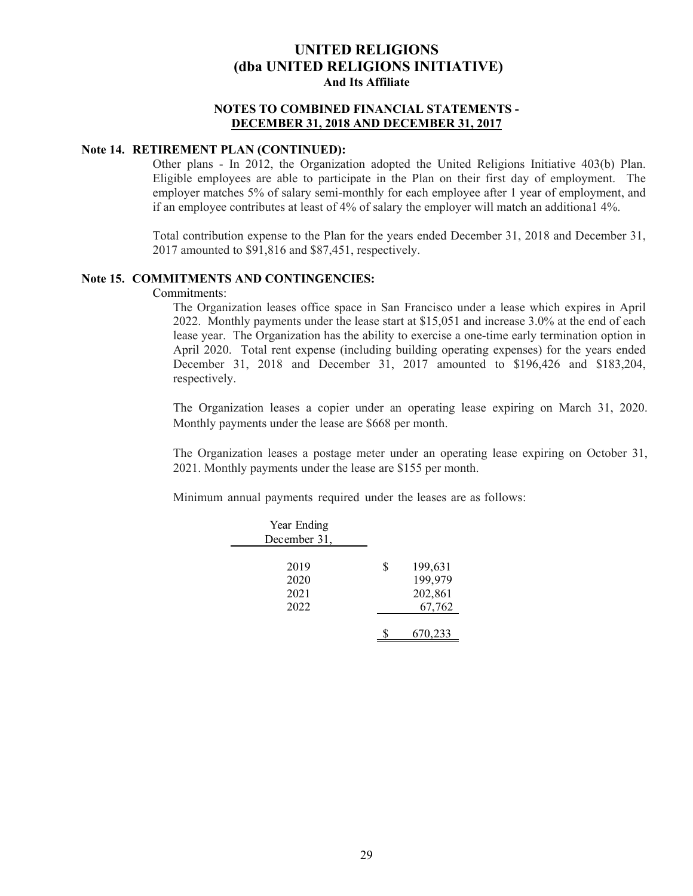# UNITED RELIGIONS
## (dba UNITED RELIGIONS INITIATIVE)
### And Its Affiliate

**NOTES TO COMBINED FINANCIAL STATEMENTS - DECEMBER 31, 2018 AND DECEMBER 31, 2017**

**Note 14. RETIREMENT PLAN (CONTINUED):**

Other plans - In 2012, the Organization adopted the United Religions Initiative 403(b) Plan. Eligible employees are able to participate in the Plan on their first day of employment. The employer matches 5% of salary semi-monthly for each employee after 1 year of employment, and if an employee contributes at least of 4% of salary the employer will match an additiona1 4%.

Total contribution expense to the Plan for the years ended December 31, 2018 and December 31, 2017 amounted to $91,816 and $87,451, respectively.

**Note 15. COMMITMENTS AND CONTINGENCIES:**

Commitments:

The Organization leases office space in San Francisco under a lease which expires in April 2022. Monthly payments under the lease start at $15,051 and increase 3.0% at the end of each lease year. The Organization has the ability to exercise a one-time early termination option in April 2020. Total rent expense (including building operating expenses) for the years ended December 31, 2018 and December 31, 2017 amounted to $196,426 and $183,204, respectively.

The Organization leases a copier under an operating lease expiring on March 31, 2020. Monthly payments under the lease are $668 per month.

The Organization leases a postage meter under an operating lease expiring on October 31, 2021. Monthly payments under the lease are $155 per month.

Minimum annual payments required under the leases are as follows:

| Year Ending December 31, | |
|---|---|
| 2019 | $ 199,631 |
| 2020 | 199,979 |
| 2021 | 202,861 |
| 2022 | 67,762 |
| | $ 670,233 |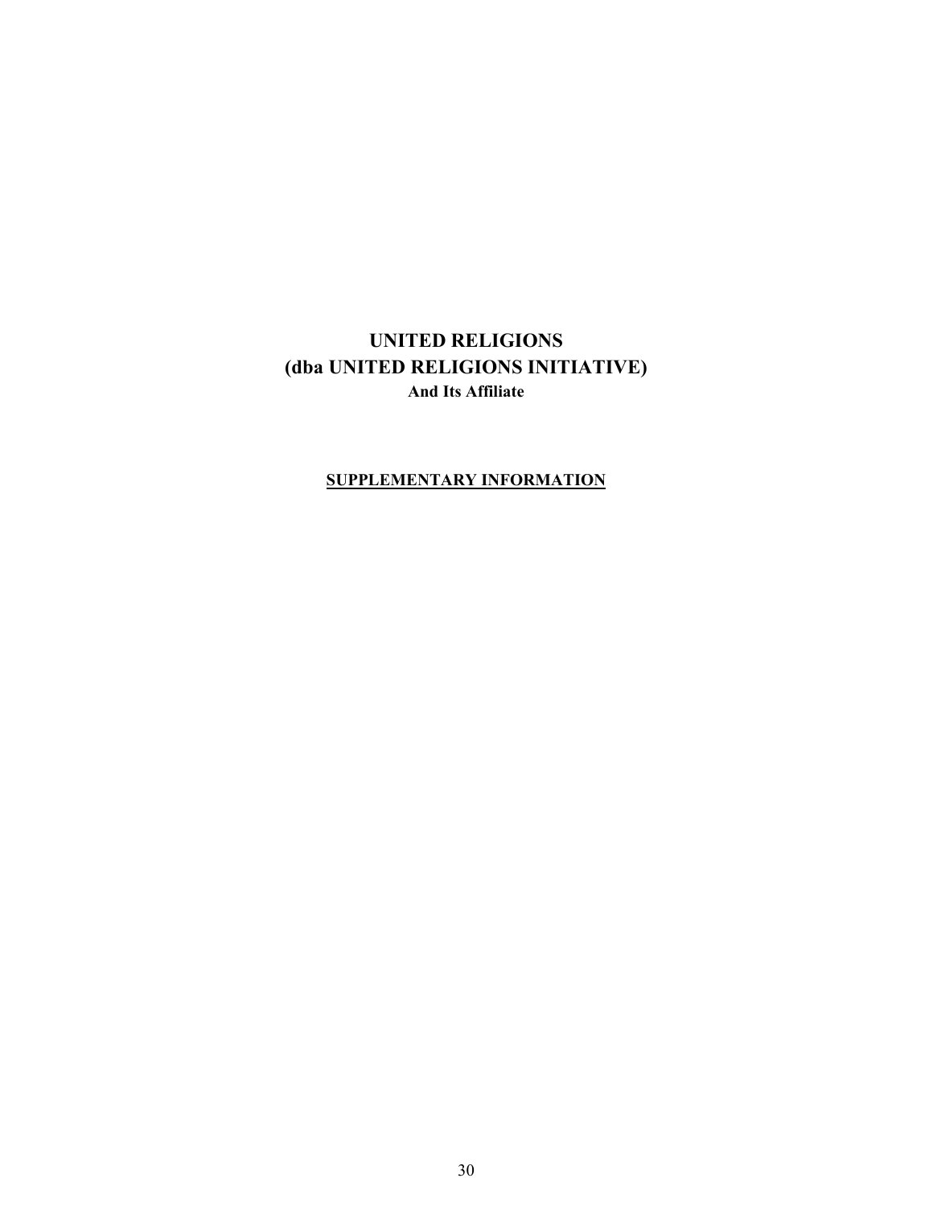# UNITED RELIGIONS
# (dba UNITED RELIGIONS INITIATIVE)
**And Its Affiliate**

**SUPPLEMENTARY INFORMATION**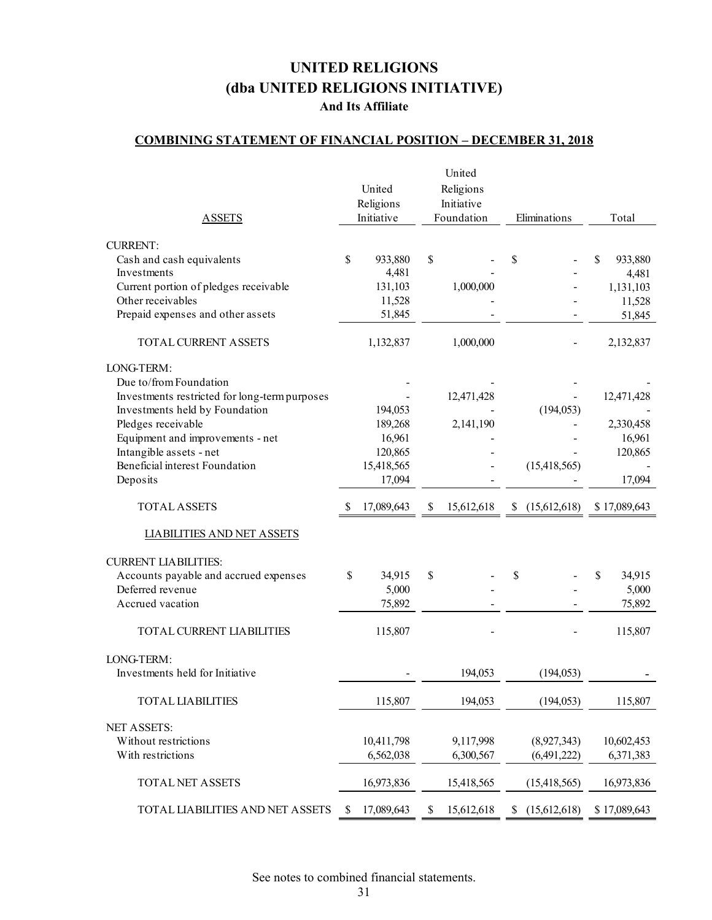# UNITED RELIGIONS
## (dba UNITED RELIGIONS INITIATIVE)
### And Its Affiliate

**COMBINING STATEMENT OF FINANCIAL POSITION – DECEMBER 31, 2018**

| ASSETS | United Religions Initiative | United Religions Initiative Foundation | Eliminations | Total |
|---|---|---|---|---|
| CURRENT: | | | | |
| Cash and cash equivalents | $ 933,880 | $ - | $ - | $ 933,880 |
| Investments | 4,481 | - | - | 4,481 |
| Current portion of pledges receivable | 131,103 | 1,000,000 | - | 1,131,103 |
| Other receivables | 11,528 | - | - | 11,528 |
| Prepaid expenses and other assets | 51,845 | - | - | 51,845 |
| TOTAL CURRENT ASSETS | 1,132,837 | 1,000,000 | - | 2,132,837 |
| LONG-TERM: | | | | |
| Due to/from Foundation | - | - | - | - |
| Investments restricted for long-term purposes | - | 12,471,428 | - | 12,471,428 |
| Investments held by Foundation | 194,053 | - | (194,053) | - |
| Pledges receivable | 189,268 | 2,141,190 | - | 2,330,458 |
| Equipment and improvements - net | 16,961 | - | - | 16,961 |
| Intangible assets - net | 120,865 | - | - | 120,865 |
| Beneficial interest Foundation | 15,418,565 | - | (15,418,565) | - |
| Deposits | 17,094 | - | - | 17,094 |
| TOTAL ASSETS | $ 17,089,643 | $ 15,612,618 | $ (15,612,618) | $ 17,089,643 |
| **LIABILITIES AND NET ASSETS** | | | | |
| CURRENT LIABILITIES: | | | | |
| Accounts payable and accrued expenses | $ 34,915 | $ - | $ - | $ 34,915 |
| Deferred revenue | 5,000 | - | - | 5,000 |
| Accrued vacation | 75,892 | - | - | 75,892 |
| TOTAL CURRENT LIABILITIES | 115,807 | - | - | 115,807 |
| LONG-TERM: | | | | |
| Investments held for Initiative | - | 194,053 | (194,053) | - |
| TOTAL LIABILITIES | 115,807 | 194,053 | (194,053) | 115,807 |
| NET ASSETS: | | | | |
| Without restrictions | 10,411,798 | 9,117,998 | (8,927,343) | 10,602,453 |
| With restrictions | 6,562,038 | 6,300,567 | (6,491,222) | 6,371,383 |
| TOTAL NET ASSETS | 16,973,836 | 15,418,565 | (15,418,565) | 16,973,836 |
| TOTAL LIABILITIES AND NET ASSETS | $ 17,089,643 | $ 15,612,618 | $ (15,612,618) | $ 17,089,643 |

See notes to combined financial statements.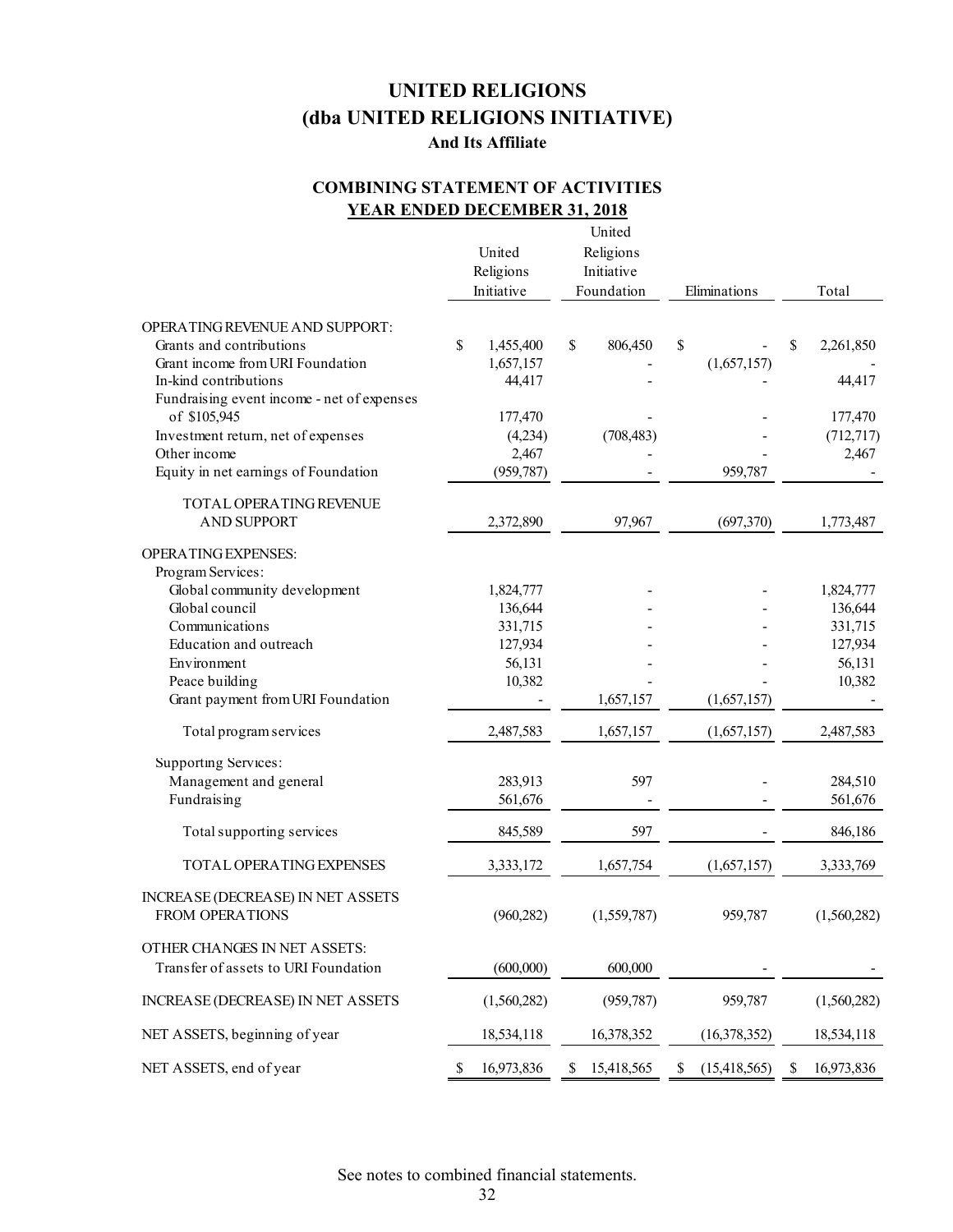# UNITED RELIGIONS
# (dba UNITED RELIGIONS INITIATIVE)
**And Its Affiliate**

## COMBINING STATEMENT OF ACTIVITIES
## YEAR ENDED DECEMBER 31, 2018

| | United Religions Initiative | United Religions Initiative Foundation | Eliminations | Total |
|---|---|---|---|---|
| OPERATING REVENUE AND SUPPORT: | | | | |
| Grants and contributions | $ 1,455,400 | $ 806,450 | $ - | $ 2,261,850 |
| Grant income from URI Foundation | 1,657,157 | - | (1,657,157) | - |
| In-kind contributions | 44,417 | - | - | 44,417 |
| Fundraising event income - net of expenses of $105,945 | 177,470 | - | - | 177,470 |
| Investment return, net of expenses | (4,234) | (708,483) | - | (712,717) |
| Other income | 2,467 | - | - | 2,467 |
| Equity in net earnings of Foundation | (959,787) | - | 959,787 | - |
| TOTAL OPERATING REVENUE AND SUPPORT | 2,372,890 | 97,967 | (697,370) | 1,773,487 |
| OPERATING EXPENSES: | | | | |
| Program Services: | | | | |
| Global community development | 1,824,777 | - | - | 1,824,777 |
| Global council | 136,644 | - | - | 136,644 |
| Communications | 331,715 | - | - | 331,715 |
| Education and outreach | 127,934 | - | - | 127,934 |
| Environment | 56,131 | - | - | 56,131 |
| Peace building | 10,382 | - | - | 10,382 |
| Grant payment from URI Foundation | - | 1,657,157 | (1,657,157) | - |
| Total program services | 2,487,583 | 1,657,157 | (1,657,157) | 2,487,583 |
| Supporting Services: | | | | |
| Management and general | 283,913 | 597 | - | 284,510 |
| Fundraising | 561,676 | - | - | 561,676 |
| Total supporting services | 845,589 | 597 | - | 846,186 |
| TOTAL OPERATING EXPENSES | 3,333,172 | 1,657,754 | (1,657,157) | 3,333,769 |
| INCREASE (DECREASE) IN NET ASSETS FROM OPERATIONS | (960,282) | (1,559,787) | 959,787 | (1,560,282) |
| OTHER CHANGES IN NET ASSETS: | | | | |
| Transfer of assets to URI Foundation | (600,000) | 600,000 | - | - |
| INCREASE (DECREASE) IN NET ASSETS | (1,560,282) | (959,787) | 959,787 | (1,560,282) |
| NET ASSETS, beginning of year | 18,534,118 | 16,378,352 | (16,378,352) | 18,534,118 |
| NET ASSETS, end of year | $ 16,973,836 | $ 15,418,565 | $ (15,418,565) | $ 16,973,836 |

See notes to combined financial statements.